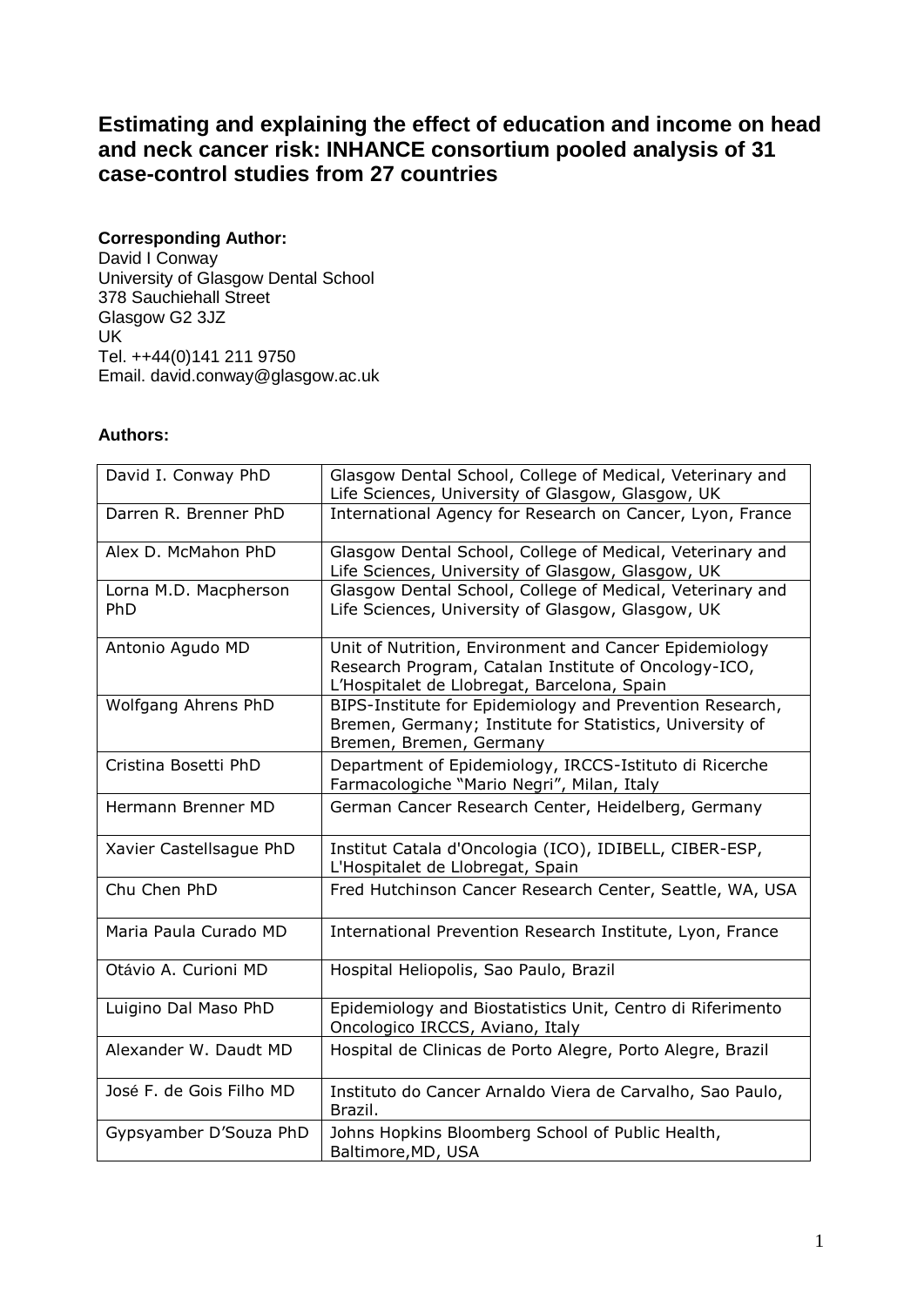# Estimating and explaining the effect of education and income on head and neck cancer risk: INHANCE consortium pooled analysis of 31 case-control studies from 27 countries

**Corresponding Author:**
David I Conway
University of Glasgow Dental School
378 Sauchiehall Street
Glasgow G2 3JZ
UK
Tel. ++44(0)141 211 9750
Email. david.conway@glasgow.ac.uk

**Authors:**

| | |
|---|---|
| David I. Conway PhD | Glasgow Dental School, College of Medical, Veterinary and Life Sciences, University of Glasgow, Glasgow, UK |
| Darren R. Brenner PhD | International Agency for Research on Cancer, Lyon, France |
| Alex D. McMahon PhD | Glasgow Dental School, College of Medical, Veterinary and Life Sciences, University of Glasgow, Glasgow, UK |
| Lorna M.D. Macpherson PhD | Glasgow Dental School, College of Medical, Veterinary and Life Sciences, University of Glasgow, Glasgow, UK |
| Antonio Agudo MD | Unit of Nutrition, Environment and Cancer Epidemiology Research Program, Catalan Institute of Oncology-ICO, L'Hospitalet de Llobregat, Barcelona, Spain |
| Wolfgang Ahrens PhD | BIPS-Institute for Epidemiology and Prevention Research, Bremen, Germany; Institute for Statistics, University of Bremen, Bremen, Germany |
| Cristina Bosetti PhD | Department of Epidemiology, IRCCS-Istituto di Ricerche Farmacologiche "Mario Negri", Milan, Italy |
| Hermann Brenner MD | German Cancer Research Center, Heidelberg, Germany |
| Xavier Castellsague PhD | Institut Catala d'Oncologia (ICO), IDIBELL, CIBER-ESP, L'Hospitalet de Llobregat, Spain |
| Chu Chen PhD | Fred Hutchinson Cancer Research Center, Seattle, WA, USA |
| Maria Paula Curado MD | International Prevention Research Institute, Lyon, France |
| Otávio A. Curioni MD | Hospital Heliopolis, Sao Paulo, Brazil |
| Luigino Dal Maso PhD | Epidemiology and Biostatistics Unit, Centro di Riferimento Oncologico IRCCS, Aviano, Italy |
| Alexander W. Daudt MD | Hospital de Clinicas de Porto Alegre, Porto Alegre, Brazil |
| José F. de Gois Filho MD | Instituto do Cancer Arnaldo Viera de Carvalho, Sao Paulo, Brazil. |
| Gypsyamber D'Souza PhD | Johns Hopkins Bloomberg School of Public Health, Baltimore,MD, USA |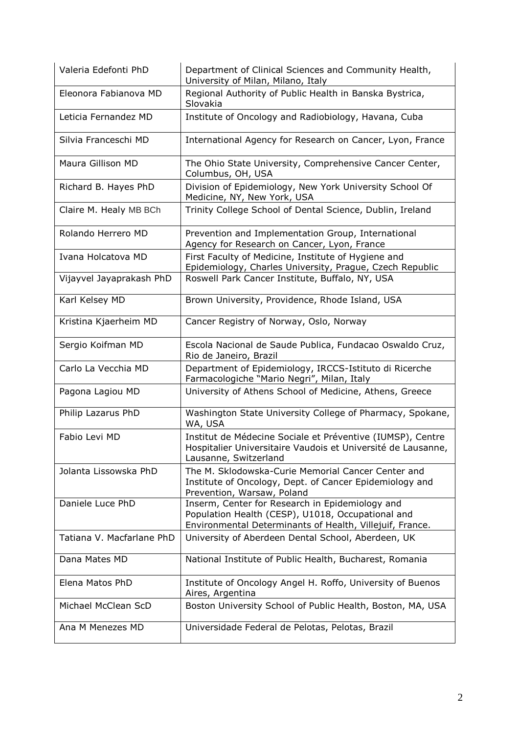| Valeria Edefonti PhD | Department of Clinical Sciences and Community Health, University of Milan, Milano, Italy |
|---|---|
| Eleonora Fabianova MD | Regional Authority of Public Health in Banska Bystrica, Slovakia |
| Leticia Fernandez MD | Institute of Oncology and Radiobiology, Havana, Cuba |
| Silvia Franceschi MD | International Agency for Research on Cancer, Lyon, France |
| Maura Gillison MD | The Ohio State University, Comprehensive Cancer Center, Columbus, OH, USA |
| Richard B. Hayes PhD | Division of Epidemiology, New York University School Of Medicine, NY, New York, USA |
| Claire M. Healy MB BCh | Trinity College School of Dental Science, Dublin, Ireland |
| Rolando Herrero MD | Prevention and Implementation Group, International Agency for Research on Cancer, Lyon, France |
| Ivana Holcatova MD | First Faculty of Medicine, Institute of Hygiene and Epidemiology, Charles University, Prague, Czech Republic |
| Vijayvel Jayaprakash PhD | Roswell Park Cancer Institute, Buffalo, NY, USA |
| Karl Kelsey MD | Brown University, Providence, Rhode Island, USA |
| Kristina Kjaerheim MD | Cancer Registry of Norway, Oslo, Norway |
| Sergio Koifman MD | Escola Nacional de Saude Publica, Fundacao Oswaldo Cruz, Rio de Janeiro, Brazil |
| Carlo La Vecchia MD | Department of Epidemiology, IRCCS-Istituto di Ricerche Farmacologiche "Mario Negri", Milan, Italy |
| Pagona Lagiou MD | University of Athens School of Medicine, Athens, Greece |
| Philip Lazarus PhD | Washington State University College of Pharmacy, Spokane, WA, USA |
| Fabio Levi MD | Institut de Médecine Sociale et Préventive (IUMSP), Centre Hospitalier Universitaire Vaudois et Université de Lausanne, Lausanne, Switzerland |
| Jolanta Lissowska PhD | The M. Sklodowska-Curie Memorial Cancer Center and Institute of Oncology, Dept. of Cancer Epidemiology and Prevention, Warsaw, Poland |
| Daniele Luce PhD | Inserm, Center for Research in Epidemiology and Population Health (CESP), U1018, Occupational and Environmental Determinants of Health, Villejuif, France. |
| Tatiana V. Macfarlane PhD | University of Aberdeen Dental School, Aberdeen, UK |
| Dana Mates MD | National Institute of Public Health, Bucharest, Romania |
| Elena Matos PhD | Institute of Oncology Angel H. Roffo, University of Buenos Aires, Argentina |
| Michael McClean ScD | Boston University School of Public Health, Boston, MA, USA |
| Ana M Menezes MD | Universidade Federal de Pelotas, Pelotas, Brazil |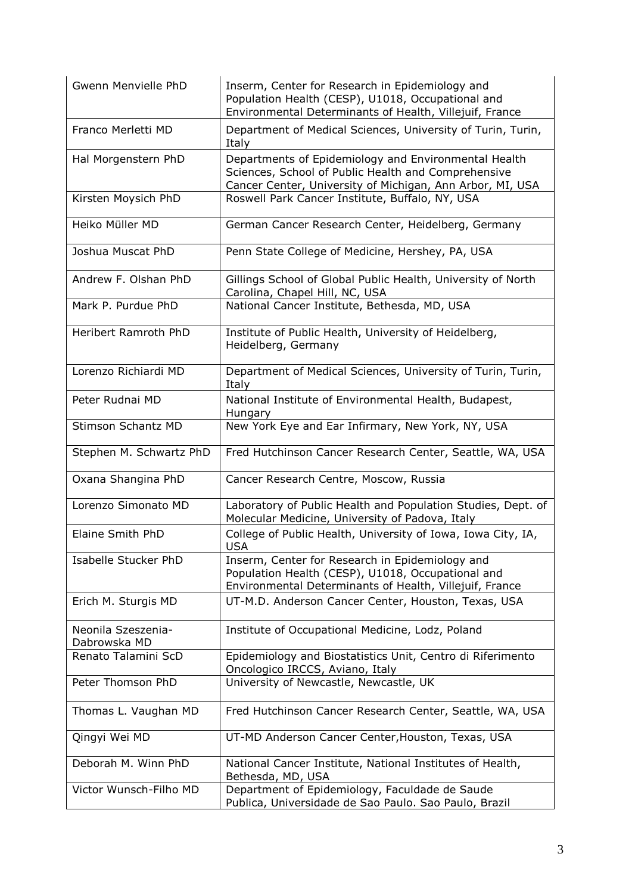| | |
|---|---|
| Gwenn Menvielle PhD | Inserm, Center for Research in Epidemiology and Population Health (CESP), U1018, Occupational and Environmental Determinants of Health, Villejuif, France |
| Franco Merletti MD | Department of Medical Sciences, University of Turin, Turin, Italy |
| Hal Morgenstern PhD | Departments of Epidemiology and Environmental Health Sciences, School of Public Health and Comprehensive Cancer Center, University of Michigan, Ann Arbor, MI, USA |
| Kirsten Moysich PhD | Roswell Park Cancer Institute, Buffalo, NY, USA |
| Heiko Müller MD | German Cancer Research Center, Heidelberg, Germany |
| Joshua Muscat PhD | Penn State College of Medicine, Hershey, PA, USA |
| Andrew F. Olshan PhD | Gillings School of Global Public Health, University of North Carolina, Chapel Hill, NC, USA |
| Mark P. Purdue PhD | National Cancer Institute, Bethesda, MD, USA |
| Heribert Ramroth PhD | Institute of Public Health, University of Heidelberg, Heidelberg, Germany |
| Lorenzo Richiardi MD | Department of Medical Sciences, University of Turin, Turin, Italy |
| Peter Rudnai MD | National Institute of Environmental Health, Budapest, Hungary |
| Stimson Schantz MD | New York Eye and Ear Infirmary, New York, NY, USA |
| Stephen M. Schwartz PhD | Fred Hutchinson Cancer Research Center, Seattle, WA, USA |
| Oxana Shangina PhD | Cancer Research Centre, Moscow, Russia |
| Lorenzo Simonato MD | Laboratory of Public Health and Population Studies, Dept. of Molecular Medicine, University of Padova, Italy |
| Elaine Smith PhD | College of Public Health, University of Iowa, Iowa City, IA, USA |
| Isabelle Stucker PhD | Inserm, Center for Research in Epidemiology and Population Health (CESP), U1018, Occupational and Environmental Determinants of Health, Villejuif, France |
| Erich M. Sturgis MD | UT-M.D. Anderson Cancer Center, Houston, Texas, USA |
| Neonila Szeszenia-Dabrowska MD | Institute of Occupational Medicine, Lodz, Poland |
| Renato Talamini ScD | Epidemiology and Biostatistics Unit, Centro di Riferimento Oncologico IRCCS, Aviano, Italy |
| Peter Thomson PhD | University of Newcastle, Newcastle, UK |
| Thomas L. Vaughan MD | Fred Hutchinson Cancer Research Center, Seattle, WA, USA |
| Qingyi Wei MD | UT-MD Anderson Cancer Center,Houston, Texas, USA |
| Deborah M. Winn PhD | National Cancer Institute, National Institutes of Health, Bethesda, MD, USA |
| Victor Wunsch-Filho MD | Department of Epidemiology, Faculdade de Saude Publica, Universidade de Sao Paulo. Sao Paulo, Brazil |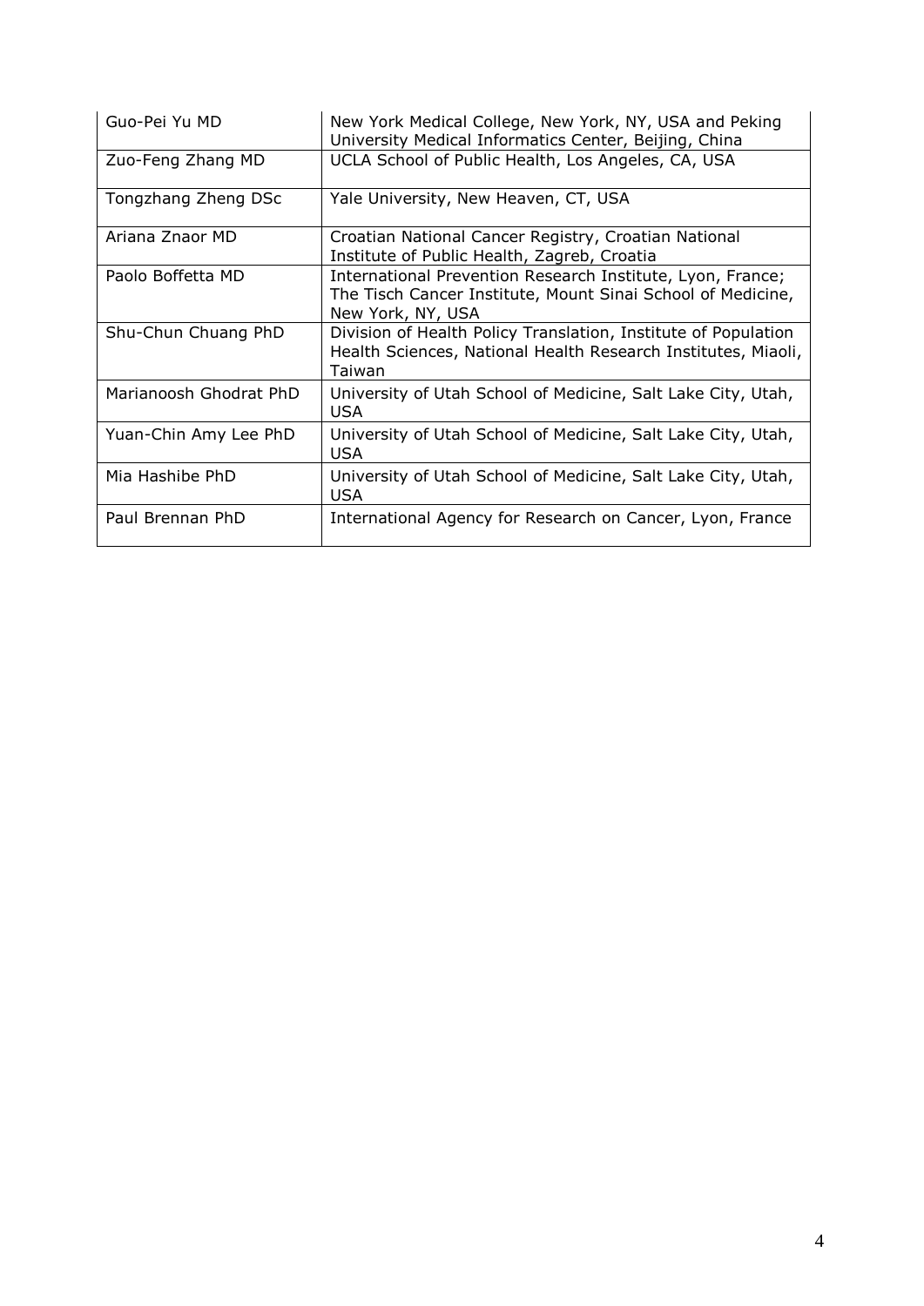| | |
|---|---|
| Guo-Pei Yu MD | New York Medical College, New York, NY, USA and Peking University Medical Informatics Center, Beijing, China |
| Zuo-Feng Zhang MD | UCLA School of Public Health, Los Angeles, CA, USA |
| Tongzhang Zheng DSc | Yale University, New Heaven, CT, USA |
| Ariana Znaor MD | Croatian National Cancer Registry, Croatian National Institute of Public Health, Zagreb, Croatia |
| Paolo Boffetta MD | International Prevention Research Institute, Lyon, France; The Tisch Cancer Institute, Mount Sinai School of Medicine, New York, NY, USA |
| Shu-Chun Chuang PhD | Division of Health Policy Translation, Institute of Population Health Sciences, National Health Research Institutes, Miaoli, Taiwan |
| Marianoosh Ghodrat PhD | University of Utah School of Medicine, Salt Lake City, Utah, USA |
| Yuan-Chin Amy Lee PhD | University of Utah School of Medicine, Salt Lake City, Utah, USA |
| Mia Hashibe PhD | University of Utah School of Medicine, Salt Lake City, Utah, USA |
| Paul Brennan PhD | International Agency for Research on Cancer, Lyon, France |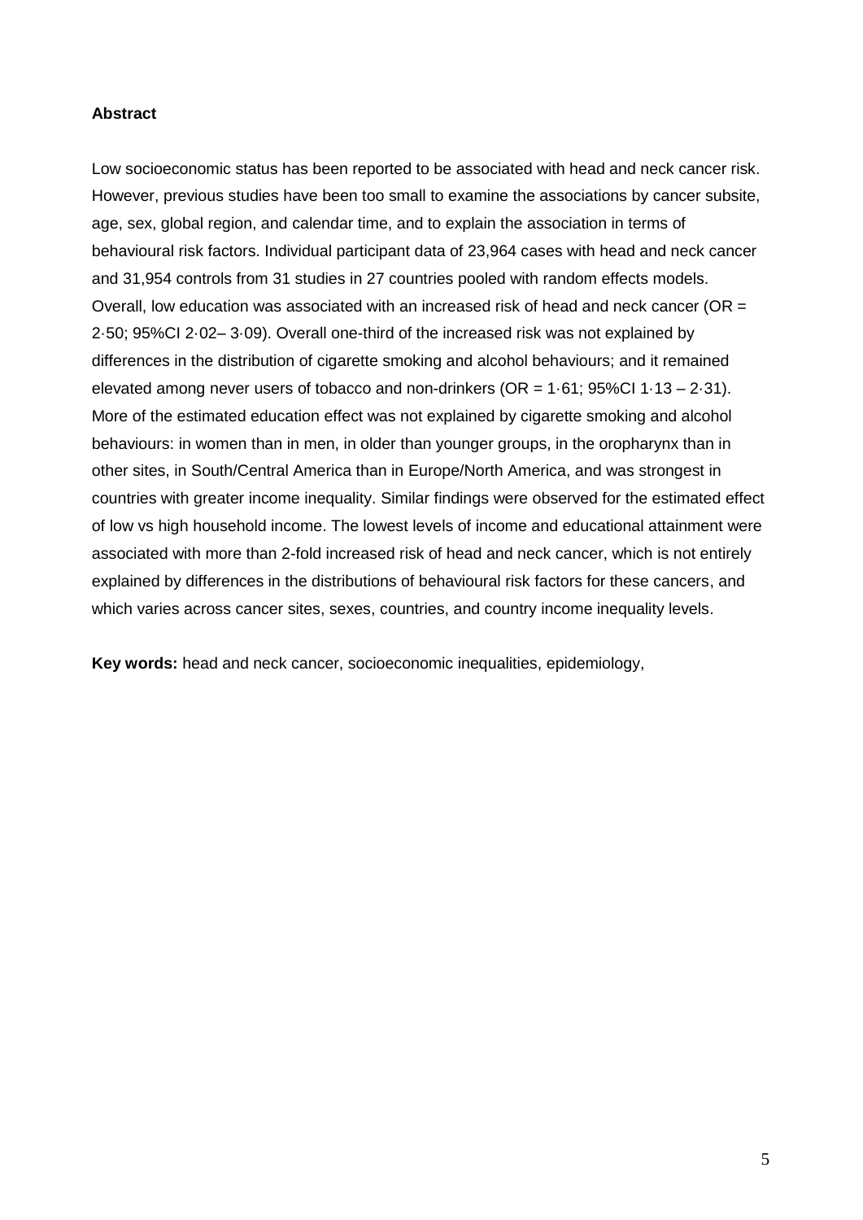**Abstract**

Low socioeconomic status has been reported to be associated with head and neck cancer risk. However, previous studies have been too small to examine the associations by cancer subsite, age, sex, global region, and calendar time, and to explain the association in terms of behavioural risk factors. Individual participant data of 23,964 cases with head and neck cancer and 31,954 controls from 31 studies in 27 countries pooled with random effects models. Overall, low education was associated with an increased risk of head and neck cancer (OR = 2·50; 95%CI 2·02– 3·09). Overall one-third of the increased risk was not explained by differences in the distribution of cigarette smoking and alcohol behaviours; and it remained elevated among never users of tobacco and non-drinkers (OR = 1·61; 95%CI 1·13 – 2·31). More of the estimated education effect was not explained by cigarette smoking and alcohol behaviours: in women than in men, in older than younger groups, in the oropharynx than in other sites, in South/Central America than in Europe/North America, and was strongest in countries with greater income inequality. Similar findings were observed for the estimated effect of low vs high household income. The lowest levels of income and educational attainment were associated with more than 2-fold increased risk of head and neck cancer, which is not entirely explained by differences in the distributions of behavioural risk factors for these cancers, and which varies across cancer sites, sexes, countries, and country income inequality levels.

**Key words:** head and neck cancer, socioeconomic inequalities, epidemiology,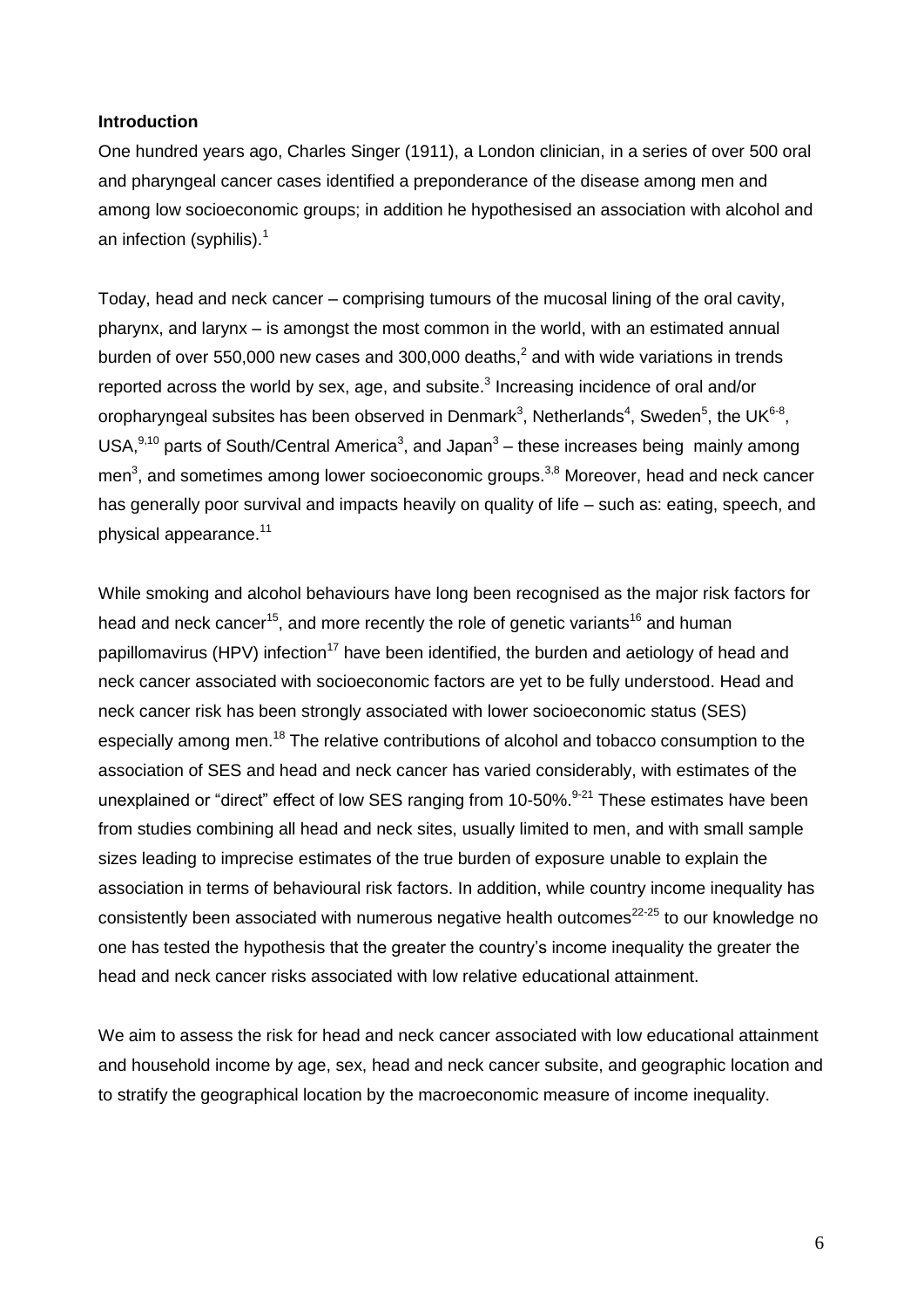## Introduction

One hundred years ago, Charles Singer (1911), a London clinician, in a series of over 500 oral and pharyngeal cancer cases identified a preponderance of the disease among men and among low socioeconomic groups; in addition he hypothesised an association with alcohol and an infection (syphilis).[1]

Today, head and neck cancer – comprising tumours of the mucosal lining of the oral cavity, pharynx, and larynx – is amongst the most common in the world, with an estimated annual burden of over 550,000 new cases and 300,000 deaths,[2] and with wide variations in trends reported across the world by sex, age, and subsite.[3] Increasing incidence of oral and/or oropharyngeal subsites has been observed in Denmark[3], Netherlands[4], Sweden[5], the UK[6-8], USA,[9,10] parts of South/Central America[3], and Japan[3] – these increases being mainly among men[3], and sometimes among lower socioeconomic groups.[3,8] Moreover, head and neck cancer has generally poor survival and impacts heavily on quality of life – such as: eating, speech, and physical appearance.[11]

While smoking and alcohol behaviours have long been recognised as the major risk factors for head and neck cancer[15], and more recently the role of genetic variants[16] and human papillomavirus (HPV) infection[17] have been identified, the burden and aetiology of head and neck cancer associated with socioeconomic factors are yet to be fully understood. Head and neck cancer risk has been strongly associated with lower socioeconomic status (SES) especially among men.[18] The relative contributions of alcohol and tobacco consumption to the association of SES and head and neck cancer has varied considerably, with estimates of the unexplained or "direct" effect of low SES ranging from 10-50%.[9-21] These estimates have been from studies combining all head and neck sites, usually limited to men, and with small sample sizes leading to imprecise estimates of the true burden of exposure unable to explain the association in terms of behavioural risk factors. In addition, while country income inequality has consistently been associated with numerous negative health outcomes[22-25] to our knowledge no one has tested the hypothesis that the greater the country's income inequality the greater the head and neck cancer risks associated with low relative educational attainment.

We aim to assess the risk for head and neck cancer associated with low educational attainment and household income by age, sex, head and neck cancer subsite, and geographic location and to stratify the geographical location by the macroeconomic measure of income inequality.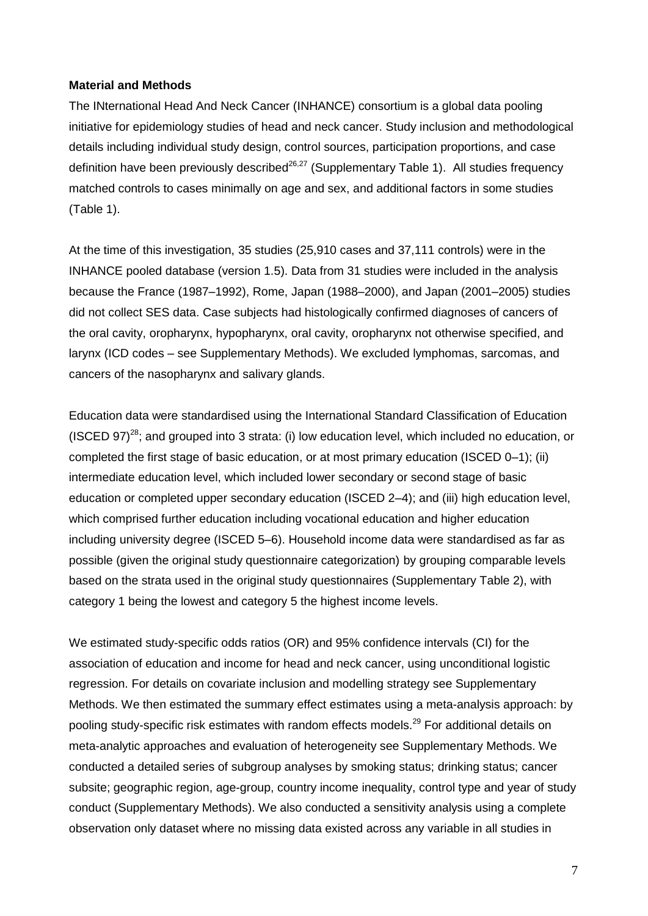**Material and Methods**

The INternational Head And Neck Cancer (INHANCE) consortium is a global data pooling initiative for epidemiology studies of head and neck cancer. Study inclusion and methodological details including individual study design, control sources, participation proportions, and case definition have been previously described[26,27] (Supplementary Table 1). All studies frequency matched controls to cases minimally on age and sex, and additional factors in some studies (Table 1).

At the time of this investigation, 35 studies (25,910 cases and 37,111 controls) were in the INHANCE pooled database (version 1.5). Data from 31 studies were included in the analysis because the France (1987–1992), Rome, Japan (1988–2000), and Japan (2001–2005) studies did not collect SES data. Case subjects had histologically confirmed diagnoses of cancers of the oral cavity, oropharynx, hypopharynx, oral cavity, oropharynx not otherwise specified, and larynx (ICD codes – see Supplementary Methods). We excluded lymphomas, sarcomas, and cancers of the nasopharynx and salivary glands.

Education data were standardised using the International Standard Classification of Education (ISCED 97)[28]; and grouped into 3 strata: (i) low education level, which included no education, or completed the first stage of basic education, or at most primary education (ISCED 0–1); (ii) intermediate education level, which included lower secondary or second stage of basic education or completed upper secondary education (ISCED 2–4); and (iii) high education level, which comprised further education including vocational education and higher education including university degree (ISCED 5–6). Household income data were standardised as far as possible (given the original study questionnaire categorization) by grouping comparable levels based on the strata used in the original study questionnaires (Supplementary Table 2), with category 1 being the lowest and category 5 the highest income levels.

We estimated study-specific odds ratios (OR) and 95% confidence intervals (CI) for the association of education and income for head and neck cancer, using unconditional logistic regression. For details on covariate inclusion and modelling strategy see Supplementary Methods. We then estimated the summary effect estimates using a meta-analysis approach: by pooling study-specific risk estimates with random effects models.[29] For additional details on meta-analytic approaches and evaluation of heterogeneity see Supplementary Methods. We conducted a detailed series of subgroup analyses by smoking status; drinking status; cancer subsite; geographic region, age-group, country income inequality, control type and year of study conduct (Supplementary Methods). We also conducted a sensitivity analysis using a complete observation only dataset where no missing data existed across any variable in all studies in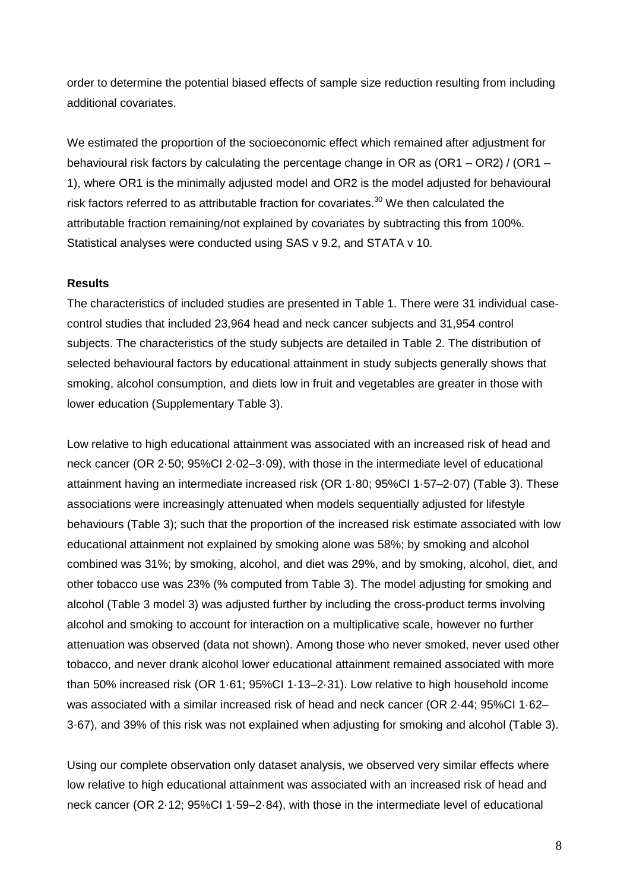order to determine the potential biased effects of sample size reduction resulting from including additional covariates.

We estimated the proportion of the socioeconomic effect which remained after adjustment for behavioural risk factors by calculating the percentage change in OR as (OR1 – OR2) / (OR1 – 1), where OR1 is the minimally adjusted model and OR2 is the model adjusted for behavioural risk factors referred to as attributable fraction for covariates.[30] We then calculated the attributable fraction remaining/not explained by covariates by subtracting this from 100%. Statistical analyses were conducted using SAS v 9.2, and STATA v 10.

**Results**

The characteristics of included studies are presented in Table 1. There were 31 individual case-control studies that included 23,964 head and neck cancer subjects and 31,954 control subjects. The characteristics of the study subjects are detailed in Table 2. The distribution of selected behavioural factors by educational attainment in study subjects generally shows that smoking, alcohol consumption, and diets low in fruit and vegetables are greater in those with lower education (Supplementary Table 3).

Low relative to high educational attainment was associated with an increased risk of head and neck cancer (OR 2·50; 95%CI 2·02–3·09), with those in the intermediate level of educational attainment having an intermediate increased risk (OR 1·80; 95%CI 1·57–2·07) (Table 3). These associations were increasingly attenuated when models sequentially adjusted for lifestyle behaviours (Table 3); such that the proportion of the increased risk estimate associated with low educational attainment not explained by smoking alone was 58%; by smoking and alcohol combined was 31%; by smoking, alcohol, and diet was 29%, and by smoking, alcohol, diet, and other tobacco use was 23% (% computed from Table 3). The model adjusting for smoking and alcohol (Table 3 model 3) was adjusted further by including the cross-product terms involving alcohol and smoking to account for interaction on a multiplicative scale, however no further attenuation was observed (data not shown). Among those who never smoked, never used other tobacco, and never drank alcohol lower educational attainment remained associated with more than 50% increased risk (OR 1·61; 95%CI 1·13–2·31). Low relative to high household income was associated with a similar increased risk of head and neck cancer (OR 2·44; 95%CI 1·62–3·67), and 39% of this risk was not explained when adjusting for smoking and alcohol (Table 3).

Using our complete observation only dataset analysis, we observed very similar effects where low relative to high educational attainment was associated with an increased risk of head and neck cancer (OR 2·12; 95%CI 1·59–2·84), with those in the intermediate level of educational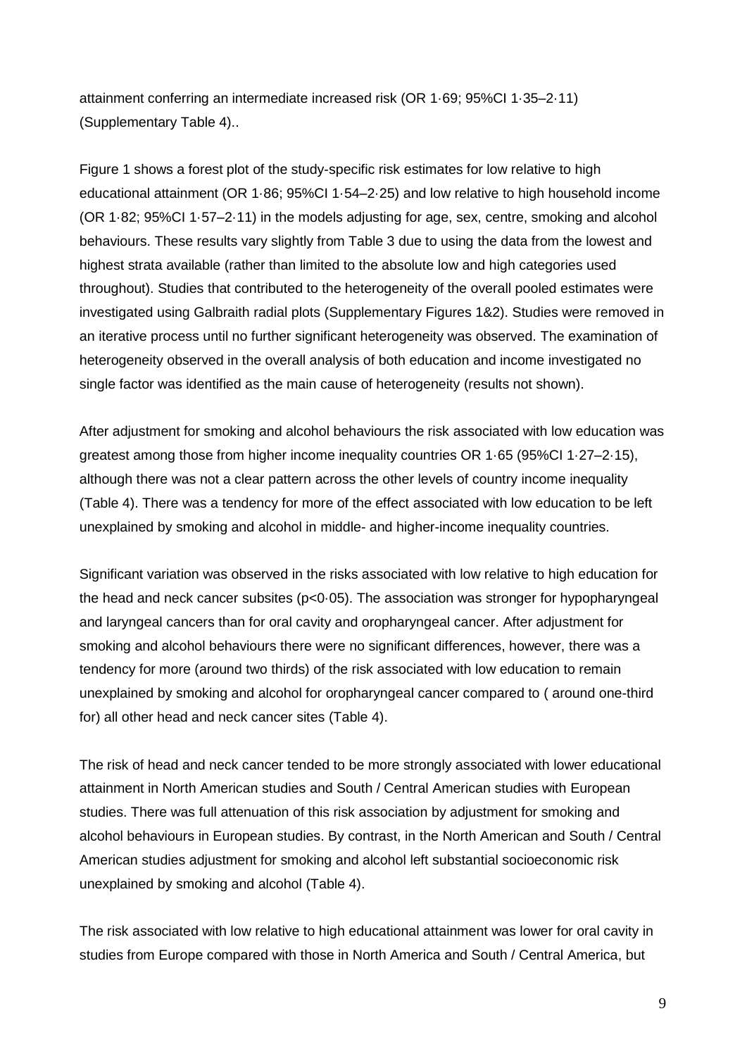attainment conferring an intermediate increased risk (OR 1·69; 95%CI 1·35–2·11) (Supplementary Table 4)..

Figure 1 shows a forest plot of the study-specific risk estimates for low relative to high educational attainment (OR 1·86; 95%CI 1·54–2·25) and low relative to high household income (OR 1·82; 95%CI 1·57–2·11) in the models adjusting for age, sex, centre, smoking and alcohol behaviours. These results vary slightly from Table 3 due to using the data from the lowest and highest strata available (rather than limited to the absolute low and high categories used throughout). Studies that contributed to the heterogeneity of the overall pooled estimates were investigated using Galbraith radial plots (Supplementary Figures 1&2). Studies were removed in an iterative process until no further significant heterogeneity was observed. The examination of heterogeneity observed in the overall analysis of both education and income investigated no single factor was identified as the main cause of heterogeneity (results not shown).

After adjustment for smoking and alcohol behaviours the risk associated with low education was greatest among those from higher income inequality countries OR 1·65 (95%CI 1·27–2·15), although there was not a clear pattern across the other levels of country income inequality (Table 4). There was a tendency for more of the effect associated with low education to be left unexplained by smoking and alcohol in middle- and higher-income inequality countries.

Significant variation was observed in the risks associated with low relative to high education for the head and neck cancer subsites ($p<0{\cdot}05$). The association was stronger for hypopharyngeal and laryngeal cancers than for oral cavity and oropharyngeal cancer. After adjustment for smoking and alcohol behaviours there were no significant differences, however, there was a tendency for more (around two thirds) of the risk associated with low education to remain unexplained by smoking and alcohol for oropharyngeal cancer compared to ( around one-third for) all other head and neck cancer sites (Table 4).

The risk of head and neck cancer tended to be more strongly associated with lower educational attainment in North American studies and South / Central American studies with European studies. There was full attenuation of this risk association by adjustment for smoking and alcohol behaviours in European studies. By contrast, in the North American and South / Central American studies adjustment for smoking and alcohol left substantial socioeconomic risk unexplained by smoking and alcohol (Table 4).

The risk associated with low relative to high educational attainment was lower for oral cavity in studies from Europe compared with those in North America and South / Central America, but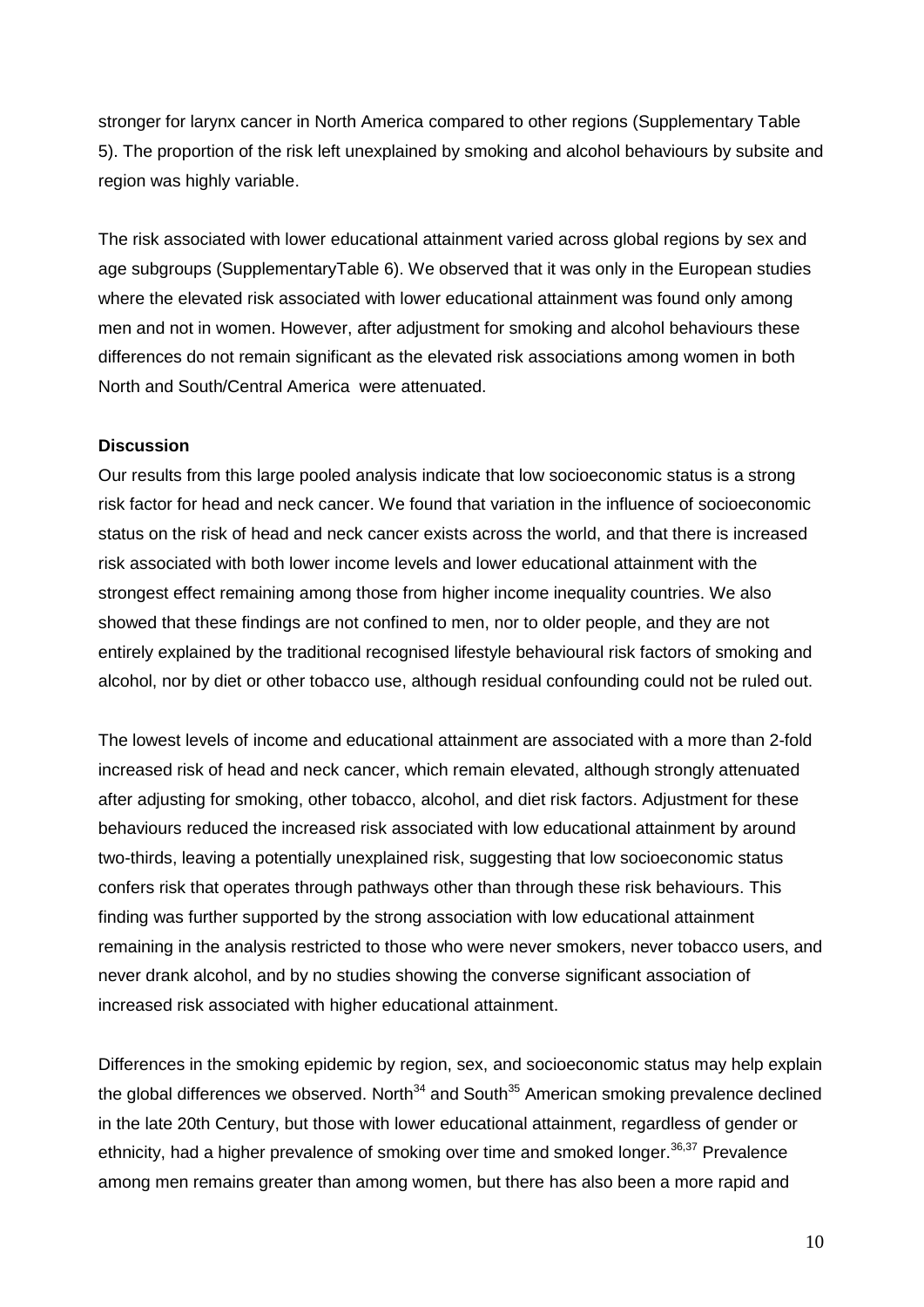stronger for larynx cancer in North America compared to other regions (Supplementary Table 5). The proportion of the risk left unexplained by smoking and alcohol behaviours by subsite and region was highly variable.

The risk associated with lower educational attainment varied across global regions by sex and age subgroups (SupplementaryTable 6). We observed that it was only in the European studies where the elevated risk associated with lower educational attainment was found only among men and not in women. However, after adjustment for smoking and alcohol behaviours these differences do not remain significant as the elevated risk associations among women in both North and South/Central America were attenuated.

**Discussion**

Our results from this large pooled analysis indicate that low socioeconomic status is a strong risk factor for head and neck cancer. We found that variation in the influence of socioeconomic status on the risk of head and neck cancer exists across the world, and that there is increased risk associated with both lower income levels and lower educational attainment with the strongest effect remaining among those from higher income inequality countries. We also showed that these findings are not confined to men, nor to older people, and they are not entirely explained by the traditional recognised lifestyle behavioural risk factors of smoking and alcohol, nor by diet or other tobacco use, although residual confounding could not be ruled out.

The lowest levels of income and educational attainment are associated with a more than 2-fold increased risk of head and neck cancer, which remain elevated, although strongly attenuated after adjusting for smoking, other tobacco, alcohol, and diet risk factors. Adjustment for these behaviours reduced the increased risk associated with low educational attainment by around two-thirds, leaving a potentially unexplained risk, suggesting that low socioeconomic status confers risk that operates through pathways other than through these risk behaviours. This finding was further supported by the strong association with low educational attainment remaining in the analysis restricted to those who were never smokers, never tobacco users, and never drank alcohol, and by no studies showing the converse significant association of increased risk associated with higher educational attainment.

Differences in the smoking epidemic by region, sex, and socioeconomic status may help explain the global differences we observed. North[34] and South[35] American smoking prevalence declined in the late 20th Century, but those with lower educational attainment, regardless of gender or ethnicity, had a higher prevalence of smoking over time and smoked longer.[36,37] Prevalence among men remains greater than among women, but there has also been a more rapid and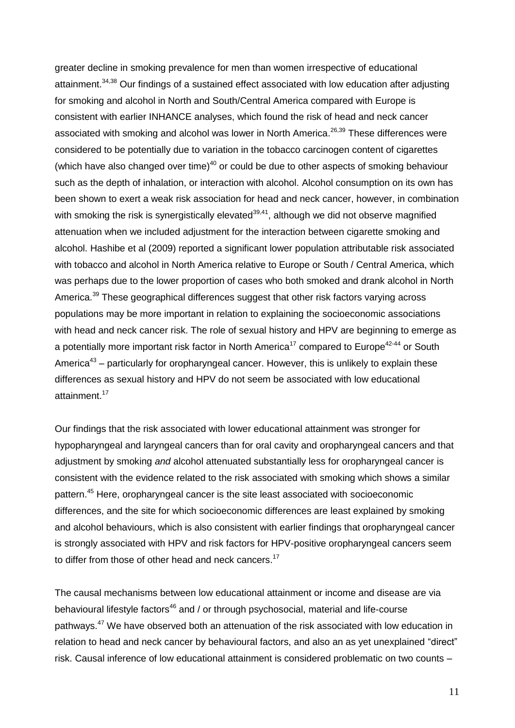greater decline in smoking prevalence for men than women irrespective of educational attainment.[34,38] Our findings of a sustained effect associated with low education after adjusting for smoking and alcohol in North and South/Central America compared with Europe is consistent with earlier INHANCE analyses, which found the risk of head and neck cancer associated with smoking and alcohol was lower in North America.[26,39] These differences were considered to be potentially due to variation in the tobacco carcinogen content of cigarettes (which have also changed over time)[40] or could be due to other aspects of smoking behaviour such as the depth of inhalation, or interaction with alcohol. Alcohol consumption on its own has been shown to exert a weak risk association for head and neck cancer, however, in combination with smoking the risk is synergistically elevated[39,41], although we did not observe magnified attenuation when we included adjustment for the interaction between cigarette smoking and alcohol. Hashibe et al (2009) reported a significant lower population attributable risk associated with tobacco and alcohol in North America relative to Europe or South / Central America, which was perhaps due to the lower proportion of cases who both smoked and drank alcohol in North America.[39] These geographical differences suggest that other risk factors varying across populations may be more important in relation to explaining the socioeconomic associations with head and neck cancer risk. The role of sexual history and HPV are beginning to emerge as a potentially more important risk factor in North America[17] compared to Europe[42-44] or South America[43] – particularly for oropharyngeal cancer. However, this is unlikely to explain these differences as sexual history and HPV do not seem be associated with low educational attainment.[17]

Our findings that the risk associated with lower educational attainment was stronger for hypopharyngeal and laryngeal cancers than for oral cavity and oropharyngeal cancers and that adjustment by smoking *and* alcohol attenuated substantially less for oropharyngeal cancer is consistent with the evidence related to the risk associated with smoking which shows a similar pattern.[45] Here, oropharyngeal cancer is the site least associated with socioeconomic differences, and the site for which socioeconomic differences are least explained by smoking and alcohol behaviours, which is also consistent with earlier findings that oropharyngeal cancer is strongly associated with HPV and risk factors for HPV-positive oropharyngeal cancers seem to differ from those of other head and neck cancers.[17]

The causal mechanisms between low educational attainment or income and disease are via behavioural lifestyle factors[46] and / or through psychosocial, material and life-course pathways.[47] We have observed both an attenuation of the risk associated with low education in relation to head and neck cancer by behavioural factors, and also an as yet unexplained "direct" risk. Causal inference of low educational attainment is considered problematic on two counts –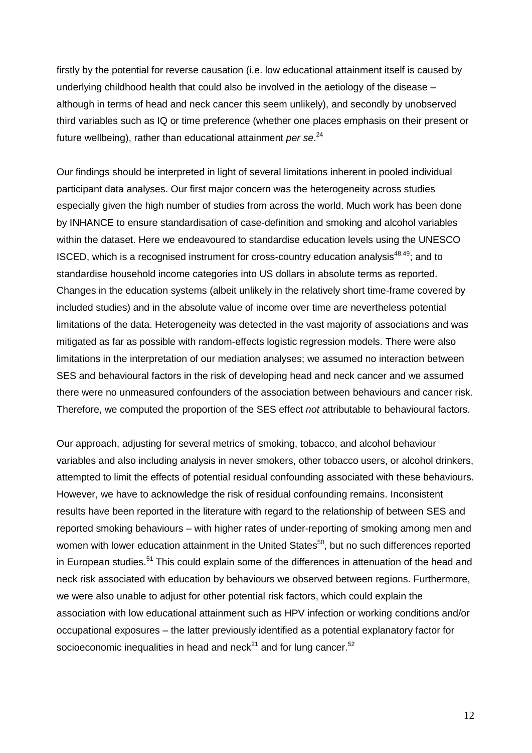firstly by the potential for reverse causation (i.e. low educational attainment itself is caused by underlying childhood health that could also be involved in the aetiology of the disease – although in terms of head and neck cancer this seem unlikely), and secondly by unobserved third variables such as IQ or time preference (whether one places emphasis on their present or future wellbeing), rather than educational attainment *per se*.[24]

Our findings should be interpreted in light of several limitations inherent in pooled individual participant data analyses. Our first major concern was the heterogeneity across studies especially given the high number of studies from across the world. Much work has been done by INHANCE to ensure standardisation of case-definition and smoking and alcohol variables within the dataset. Here we endeavoured to standardise education levels using the UNESCO ISCED, which is a recognised instrument for cross-country education analysis[48,49]; and to standardise household income categories into US dollars in absolute terms as reported. Changes in the education systems (albeit unlikely in the relatively short time-frame covered by included studies) and in the absolute value of income over time are nevertheless potential limitations of the data. Heterogeneity was detected in the vast majority of associations and was mitigated as far as possible with random-effects logistic regression models. There were also limitations in the interpretation of our mediation analyses; we assumed no interaction between SES and behavioural factors in the risk of developing head and neck cancer and we assumed there were no unmeasured confounders of the association between behaviours and cancer risk. Therefore, we computed the proportion of the SES effect *not* attributable to behavioural factors.

Our approach, adjusting for several metrics of smoking, tobacco, and alcohol behaviour variables and also including analysis in never smokers, other tobacco users, or alcohol drinkers, attempted to limit the effects of potential residual confounding associated with these behaviours. However, we have to acknowledge the risk of residual confounding remains. Inconsistent results have been reported in the literature with regard to the relationship of between SES and reported smoking behaviours – with higher rates of under-reporting of smoking among men and women with lower education attainment in the United States[50], but no such differences reported in European studies.[51] This could explain some of the differences in attenuation of the head and neck risk associated with education by behaviours we observed between regions. Furthermore, we were also unable to adjust for other potential risk factors, which could explain the association with low educational attainment such as HPV infection or working conditions and/or occupational exposures – the latter previously identified as a potential explanatory factor for socioeconomic inequalities in head and neck[21] and for lung cancer.[52]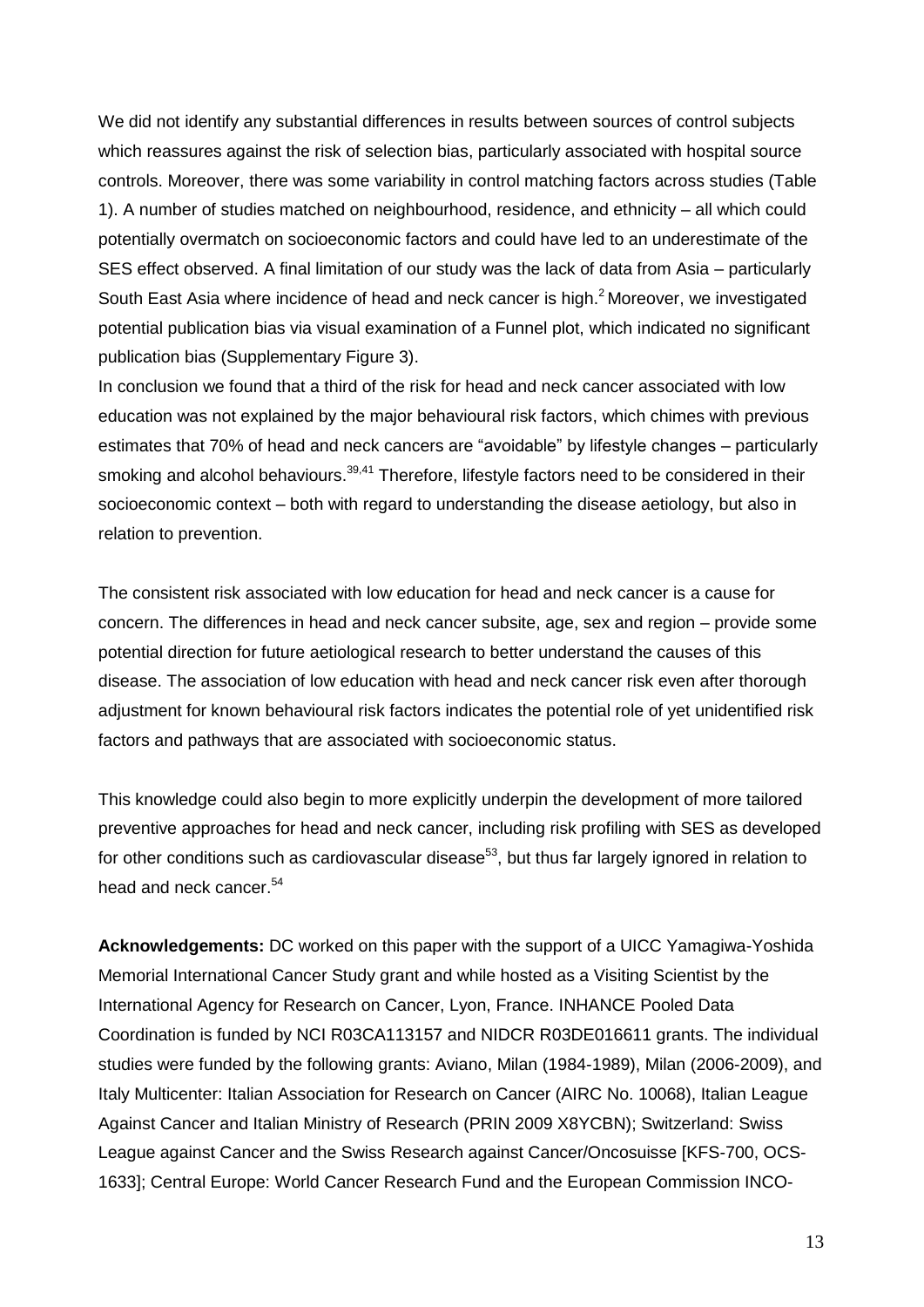We did not identify any substantial differences in results between sources of control subjects which reassures against the risk of selection bias, particularly associated with hospital source controls. Moreover, there was some variability in control matching factors across studies (Table 1). A number of studies matched on neighbourhood, residence, and ethnicity – all which could potentially overmatch on socioeconomic factors and could have led to an underestimate of the SES effect observed. A final limitation of our study was the lack of data from Asia – particularly South East Asia where incidence of head and neck cancer is high.[2] Moreover, we investigated potential publication bias via visual examination of a Funnel plot, which indicated no significant publication bias (Supplementary Figure 3).

In conclusion we found that a third of the risk for head and neck cancer associated with low education was not explained by the major behavioural risk factors, which chimes with previous estimates that 70% of head and neck cancers are "avoidable" by lifestyle changes – particularly smoking and alcohol behaviours.[39,41] Therefore, lifestyle factors need to be considered in their socioeconomic context – both with regard to understanding the disease aetiology, but also in relation to prevention.

The consistent risk associated with low education for head and neck cancer is a cause for concern. The differences in head and neck cancer subsite, age, sex and region – provide some potential direction for future aetiological research to better understand the causes of this disease. The association of low education with head and neck cancer risk even after thorough adjustment for known behavioural risk factors indicates the potential role of yet unidentified risk factors and pathways that are associated with socioeconomic status.

This knowledge could also begin to more explicitly underpin the development of more tailored preventive approaches for head and neck cancer, including risk profiling with SES as developed for other conditions such as cardiovascular disease[53], but thus far largely ignored in relation to head and neck cancer.[54]

**Acknowledgements:** DC worked on this paper with the support of a UICC Yamagiwa-Yoshida Memorial International Cancer Study grant and while hosted as a Visiting Scientist by the International Agency for Research on Cancer, Lyon, France. INHANCE Pooled Data Coordination is funded by NCI R03CA113157 and NIDCR R03DE016611 grants. The individual studies were funded by the following grants: Aviano, Milan (1984-1989), Milan (2006-2009), and Italy Multicenter: Italian Association for Research on Cancer (AIRC No. 10068), Italian League Against Cancer and Italian Ministry of Research (PRIN 2009 X8YCBN); Switzerland: Swiss League against Cancer and the Swiss Research against Cancer/Oncosuisse [KFS-700, OCS-1633]; Central Europe: World Cancer Research Fund and the European Commission INCO-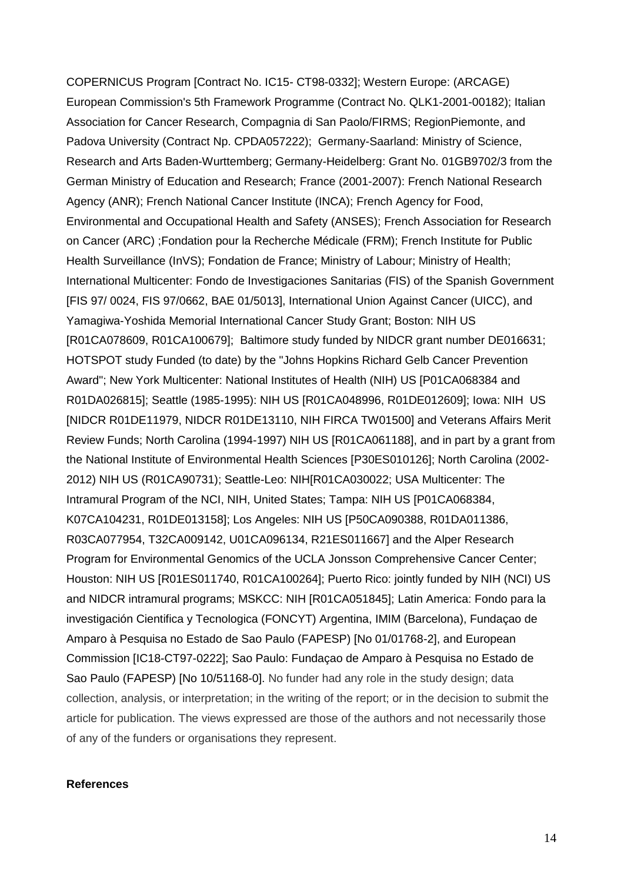COPERNICUS Program [Contract No. IC15- CT98-0332]; Western Europe: (ARCAGE) European Commission's 5th Framework Programme (Contract No. QLK1-2001-00182); Italian Association for Cancer Research, Compagnia di San Paolo/FIRMS; RegionPiemonte, and Padova University (Contract Np. CPDA057222); Germany-Saarland: Ministry of Science, Research and Arts Baden-Wurttemberg; Germany-Heidelberg: Grant No. 01GB9702/3 from the German Ministry of Education and Research; France (2001-2007): French National Research Agency (ANR); French National Cancer Institute (INCA); French Agency for Food, Environmental and Occupational Health and Safety (ANSES); French Association for Research on Cancer (ARC) ;Fondation pour la Recherche Médicale (FRM); French Institute for Public Health Surveillance (InVS); Fondation de France; Ministry of Labour; Ministry of Health; International Multicenter: Fondo de Investigaciones Sanitarias (FIS) of the Spanish Government [FIS 97/ 0024, FIS 97/0662, BAE 01/5013], International Union Against Cancer (UICC), and Yamagiwa-Yoshida Memorial International Cancer Study Grant; Boston: NIH US [R01CA078609, R01CA100679]; Baltimore study funded by NIDCR grant number DE016631; HOTSPOT study Funded (to date) by the "Johns Hopkins Richard Gelb Cancer Prevention Award"; New York Multicenter: National Institutes of Health (NIH) US [P01CA068384 and R01DA026815]; Seattle (1985-1995): NIH US [R01CA048996, R01DE012609]; Iowa: NIH US [NIDCR R01DE11979, NIDCR R01DE13110, NIH FIRCA TW01500] and Veterans Affairs Merit Review Funds; North Carolina (1994-1997) NIH US [R01CA061188], and in part by a grant from the National Institute of Environmental Health Sciences [P30ES010126]; North Carolina (2002-2012) NIH US (R01CA90731); Seattle-Leo: NIH[R01CA030022; USA Multicenter: The Intramural Program of the NCI, NIH, United States; Tampa: NIH US [P01CA068384, K07CA104231, R01DE013158]; Los Angeles: NIH US [P50CA090388, R01DA011386, R03CA077954, T32CA009142, U01CA096134, R21ES011667] and the Alper Research Program for Environmental Genomics of the UCLA Jonsson Comprehensive Cancer Center; Houston: NIH US [R01ES011740, R01CA100264]; Puerto Rico: jointly funded by NIH (NCI) US and NIDCR intramural programs; MSKCC: NIH [R01CA051845]; Latin America: Fondo para la investigación Cientifica y Tecnologica (FONCYT) Argentina, IMIM (Barcelona), Fundaçao de Amparo à Pesquisa no Estado de Sao Paulo (FAPESP) [No 01/01768-2], and European Commission [IC18-CT97-0222]; Sao Paulo: Fundaçao de Amparo à Pesquisa no Estado de Sao Paulo (FAPESP) [No 10/51168-0]. No funder had any role in the study design; data collection, analysis, or interpretation; in the writing of the report; or in the decision to submit the article for publication. The views expressed are those of the authors and not necessarily those of any of the funders or organisations they represent.

**References**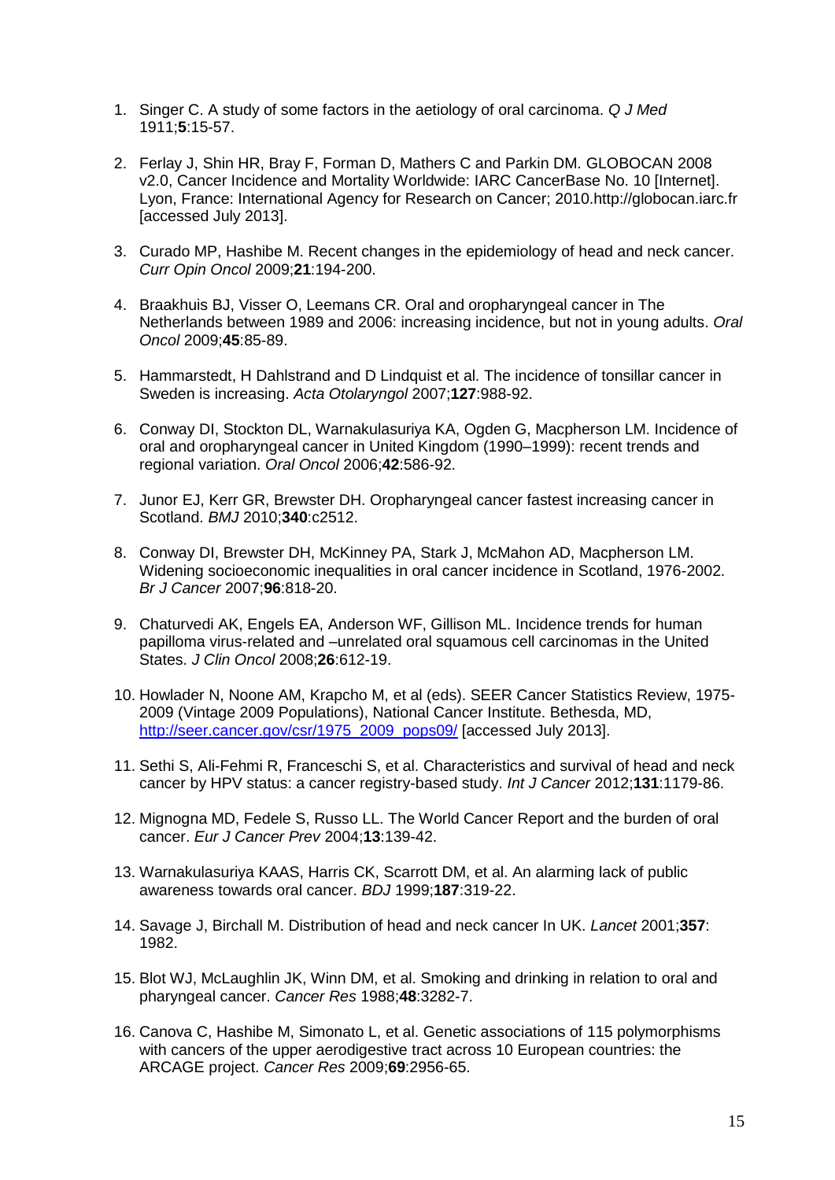1. Singer C. A study of some factors in the aetiology of oral carcinoma. *Q J Med* 1911;**5**:15-57.

2. Ferlay J, Shin HR, Bray F, Forman D, Mathers C and Parkin DM. GLOBOCAN 2008 v2.0, Cancer Incidence and Mortality Worldwide: IARC CancerBase No. 10 [Internet]. Lyon, France: International Agency for Research on Cancer; 2010.http://globocan.iarc.fr [accessed July 2013].

3. Curado MP, Hashibe M. Recent changes in the epidemiology of head and neck cancer. *Curr Opin Oncol* 2009;**21**:194-200.

4. Braakhuis BJ, Visser O, Leemans CR. Oral and oropharyngeal cancer in The Netherlands between 1989 and 2006: increasing incidence, but not in young adults. *Oral Oncol* 2009;**45**:85-89.

5. Hammarstedt, H Dahlstrand and D Lindquist et al. The incidence of tonsillar cancer in Sweden is increasing. *Acta Otolaryngol* 2007;**127**:988-92.

6. Conway DI, Stockton DL, Warnakulasuriya KA, Ogden G, Macpherson LM. Incidence of oral and oropharyngeal cancer in United Kingdom (1990–1999): recent trends and regional variation. *Oral Oncol* 2006;**42**:586-92.

7. Junor EJ, Kerr GR, Brewster DH. Oropharyngeal cancer fastest increasing cancer in Scotland. *BMJ* 2010;**340**:c2512.

8. Conway DI, Brewster DH, McKinney PA, Stark J, McMahon AD, Macpherson LM. Widening socioeconomic inequalities in oral cancer incidence in Scotland, 1976-2002. *Br J Cancer* 2007;**96**:818-20.

9. Chaturvedi AK, Engels EA, Anderson WF, Gillison ML. Incidence trends for human papilloma virus-related and –unrelated oral squamous cell carcinomas in the United States. *J Clin Oncol* 2008;**26**:612-19.

10. Howlader N, Noone AM, Krapcho M, et al (eds). SEER Cancer Statistics Review, 1975-2009 (Vintage 2009 Populations), National Cancer Institute. Bethesda, MD, http://seer.cancer.gov/csr/1975_2009_pops09/ [accessed July 2013].

11. Sethi S, Ali-Fehmi R, Franceschi S, et al. Characteristics and survival of head and neck cancer by HPV status: a cancer registry-based study. *Int J Cancer* 2012;**131**:1179-86.

12. Mignogna MD, Fedele S, Russo LL. The World Cancer Report and the burden of oral cancer. *Eur J Cancer Prev* 2004;**13**:139-42.

13. Warnakulasuriya KAAS, Harris CK, Scarrott DM, et al. An alarming lack of public awareness towards oral cancer. *BDJ* 1999;**187**:319-22.

14. Savage J, Birchall M. Distribution of head and neck cancer In UK. *Lancet* 2001;**357**: 1982.

15. Blot WJ, McLaughlin JK, Winn DM, et al. Smoking and drinking in relation to oral and pharyngeal cancer. *Cancer Res* 1988;**48**:3282-7.

16. Canova C, Hashibe M, Simonato L, et al. Genetic associations of 115 polymorphisms with cancers of the upper aerodigestive tract across 10 European countries: the ARCAGE project. *Cancer Res* 2009;**69**:2956-65.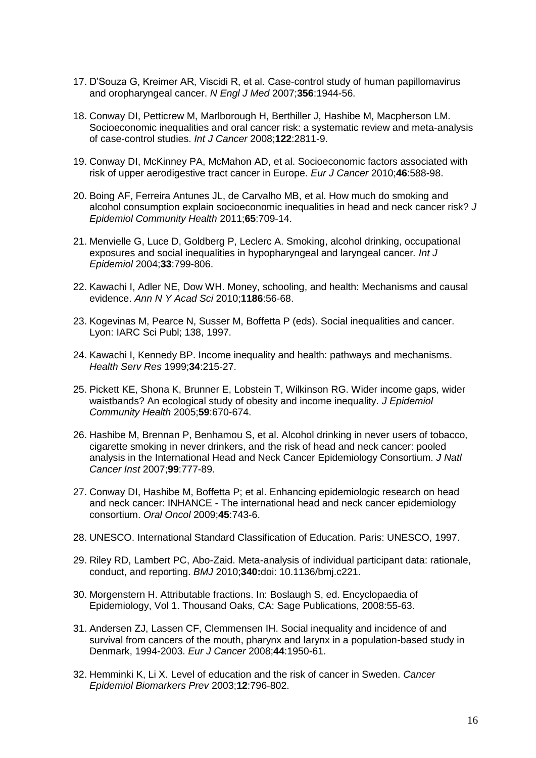17. D'Souza G, Kreimer AR, Viscidi R, et al. Case-control study of human papillomavirus and oropharyngeal cancer. *N Engl J Med* 2007;**356**:1944-56.

18. Conway DI, Petticrew M, Marlborough H, Berthiller J, Hashibe M, Macpherson LM. Socioeconomic inequalities and oral cancer risk: a systematic review and meta-analysis of case-control studies. *Int J Cancer* 2008;**122**:2811-9.

19. Conway DI, McKinney PA, McMahon AD, et al. Socioeconomic factors associated with risk of upper aerodigestive tract cancer in Europe. *Eur J Cancer* 2010;**46**:588-98.

20. Boing AF, Ferreira Antunes JL, de Carvalho MB, et al. How much do smoking and alcohol consumption explain socioeconomic inequalities in head and neck cancer risk? *J Epidemiol Community Health* 2011;**65**:709-14.

21. Menvielle G, Luce D, Goldberg P, Leclerc A. Smoking, alcohol drinking, occupational exposures and social inequalities in hypopharyngeal and laryngeal cancer. *Int J Epidemiol* 2004;**33**:799-806.

22. Kawachi I, Adler NE, Dow WH. Money, schooling, and health: Mechanisms and causal evidence. *Ann N Y Acad Sci* 2010;**1186**:56-68.

23. Kogevinas M, Pearce N, Susser M, Boffetta P (eds). Social inequalities and cancer. Lyon: IARC Sci Publ; 138, 1997.

24. Kawachi I, Kennedy BP. Income inequality and health: pathways and mechanisms. *Health Serv Res* 1999;**34**:215-27.

25. Pickett KE, Shona K, Brunner E, Lobstein T, Wilkinson RG. Wider income gaps, wider waistbands? An ecological study of obesity and income inequality. *J Epidemiol Community Health* 2005;**59**:670-674.

26. Hashibe M, Brennan P, Benhamou S, et al. Alcohol drinking in never users of tobacco, cigarette smoking in never drinkers, and the risk of head and neck cancer: pooled analysis in the International Head and Neck Cancer Epidemiology Consortium. *J Natl Cancer Inst* 2007;**99**:777-89.

27. Conway DI, Hashibe M, Boffetta P; et al. Enhancing epidemiologic research on head and neck cancer: INHANCE - The international head and neck cancer epidemiology consortium. *Oral Oncol* 2009;**45**:743-6.

28. UNESCO. International Standard Classification of Education. Paris: UNESCO, 1997.

29. Riley RD, Lambert PC, Abo-Zaid. Meta-analysis of individual participant data: rationale, conduct, and reporting. *BMJ* 2010;**340:**doi: 10.1136/bmj.c221.

30. Morgenstern H. Attributable fractions. In: Boslaugh S, ed. Encyclopaedia of Epidemiology, Vol 1. Thousand Oaks, CA: Sage Publications, 2008:55-63.

31. Andersen ZJ, Lassen CF, Clemmensen IH. Social inequality and incidence of and survival from cancers of the mouth, pharynx and larynx in a population-based study in Denmark, 1994-2003. *Eur J Cancer* 2008;**44**:1950-61.

32. Hemminki K, Li X. Level of education and the risk of cancer in Sweden. *Cancer Epidemiol Biomarkers Prev* 2003;**12**:796-802.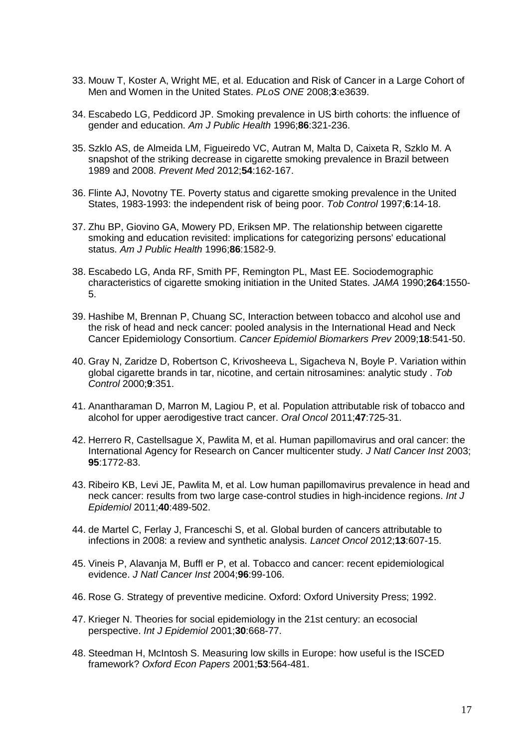33. Mouw T, Koster A, Wright ME, et al. Education and Risk of Cancer in a Large Cohort of Men and Women in the United States. *PLoS ONE* 2008;**3**:e3639.

34. Escabedo LG, Peddicord JP. Smoking prevalence in US birth cohorts: the influence of gender and education. *Am J Public Health* 1996;**86**:321-236.

35. Szklo AS, de Almeida LM, Figueiredo VC, Autran M, Malta D, Caixeta R, Szklo M. A snapshot of the striking decrease in cigarette smoking prevalence in Brazil between 1989 and 2008. *Prevent Med* 2012;**54**:162-167.

36. Flinte AJ, Novotny TE. Poverty status and cigarette smoking prevalence in the United States, 1983-1993: the independent risk of being poor. *Tob Control* 1997;**6**:14-18.

37. Zhu BP, Giovino GA, Mowery PD, Eriksen MP. The relationship between cigarette smoking and education revisited: implications for categorizing persons' educational status. *Am J Public Health* 1996;**86**:1582-9.

38. Escabedo LG, Anda RF, Smith PF, Remington PL, Mast EE. Sociodemographic characteristics of cigarette smoking initiation in the United States. *JAMA* 1990;**264**:1550-5.

39. Hashibe M, Brennan P, Chuang SC, Interaction between tobacco and alcohol use and the risk of head and neck cancer: pooled analysis in the International Head and Neck Cancer Epidemiology Consortium. *Cancer Epidemiol Biomarkers Prev* 2009;**18**:541-50.

40. Gray N, Zaridze D, Robertson C, Krivosheeva L, Sigacheva N, Boyle P. Variation within global cigarette brands in tar, nicotine, and certain nitrosamines: analytic study . *Tob Control* 2000;**9**:351.

41. Anantharaman D, Marron M, Lagiou P, et al. Population attributable risk of tobacco and alcohol for upper aerodigestive tract cancer. *Oral Oncol* 2011;**47**:725-31.

42. Herrero R, Castellsague X, Pawlita M, et al. Human papillomavirus and oral cancer: the International Agency for Research on Cancer multicenter study. *J Natl Cancer Inst* 2003; **95**:1772-83.

43. Ribeiro KB, Levi JE, Pawlita M, et al. Low human papillomavirus prevalence in head and neck cancer: results from two large case-control studies in high-incidence regions. *Int J Epidemiol* 2011;**40**:489-502.

44. de Martel C, Ferlay J, Franceschi S, et al. Global burden of cancers attributable to infections in 2008: a review and synthetic analysis. *Lancet Oncol* 2012;**13**:607-15.

45. Vineis P, Alavanja M, Buffl er P, et al. Tobacco and cancer: recent epidemiological evidence. *J Natl Cancer Inst* 2004;**96**:99-106.

46. Rose G. Strategy of preventive medicine. Oxford: Oxford University Press; 1992.

47. Krieger N. Theories for social epidemiology in the 21st century: an ecosocial perspective. *Int J Epidemiol* 2001;**30**:668-77.

48. Steedman H, McIntosh S. Measuring low skills in Europe: how useful is the ISCED framework? *Oxford Econ Papers* 2001;**53**:564-481.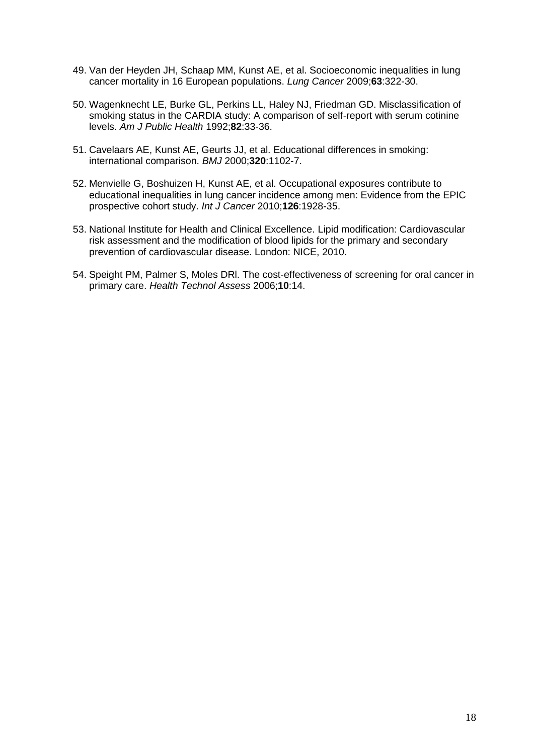49. Van der Heyden JH, Schaap MM, Kunst AE, et al. Socioeconomic inequalities in lung cancer mortality in 16 European populations. *Lung Cancer* 2009;**63**:322-30.

50. Wagenknecht LE, Burke GL, Perkins LL, Haley NJ, Friedman GD. Misclassification of smoking status in the CARDIA study: A comparison of self-report with serum cotinine levels. *Am J Public Health* 1992;**82**:33-36.

51. Cavelaars AE, Kunst AE, Geurts JJ, et al. Educational differences in smoking: international comparison. *BMJ* 2000;**320**:1102-7.

52. Menvielle G, Boshuizen H, Kunst AE, et al. Occupational exposures contribute to educational inequalities in lung cancer incidence among men: Evidence from the EPIC prospective cohort study. *Int J Cancer* 2010;**126**:1928-35.

53. National Institute for Health and Clinical Excellence. Lipid modification: Cardiovascular risk assessment and the modification of blood lipids for the primary and secondary prevention of cardiovascular disease. London: NICE, 2010.

54. Speight PM, Palmer S, Moles DRl. The cost-effectiveness of screening for oral cancer in primary care. *Health Technol Assess* 2006;**10**:14.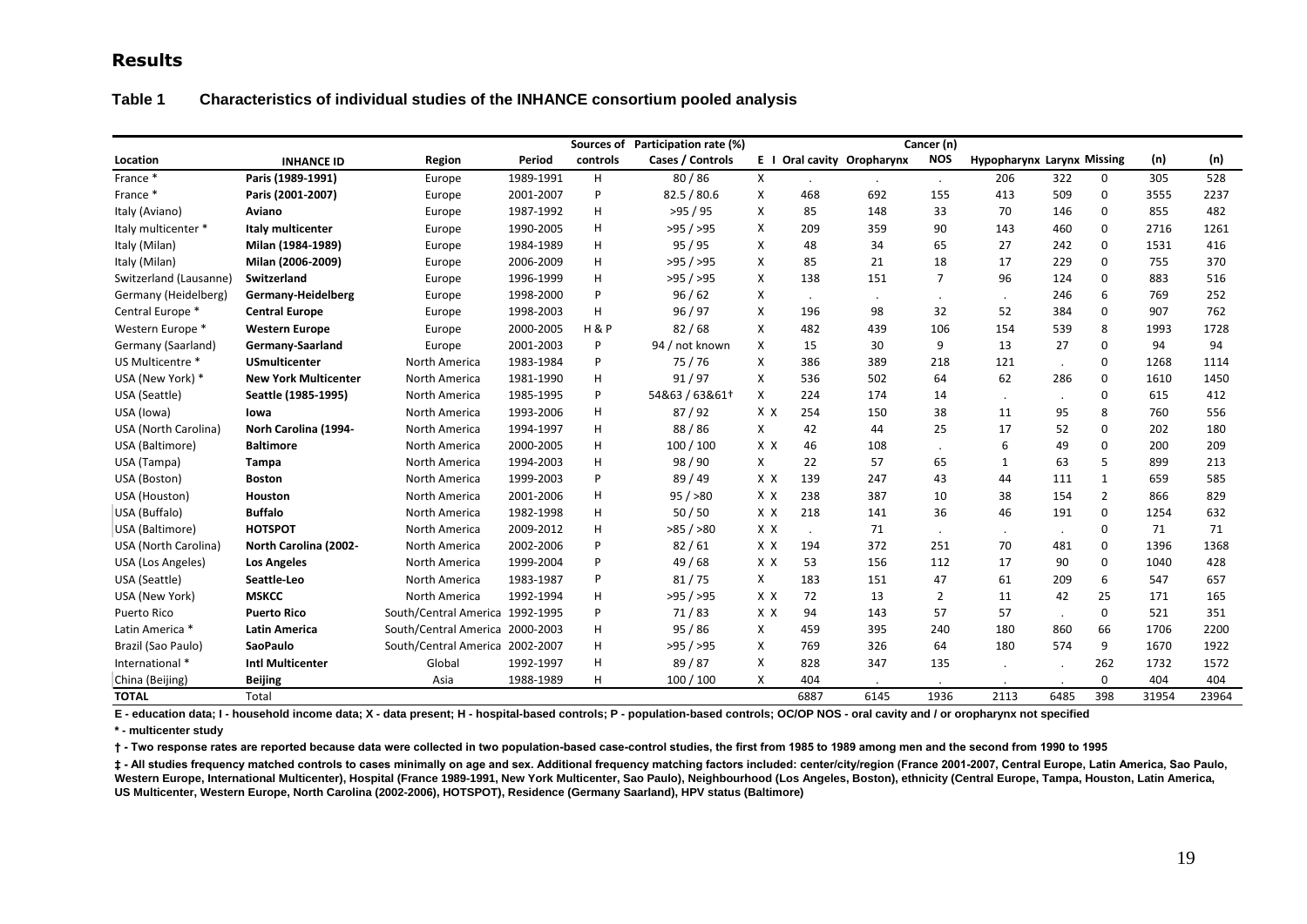## Results

**Table 1 Characteristics of individual studies of the INHANCE consortium pooled analysis**

| Location | INHANCE ID | Region | Period | Sources of controls | Participation rate (%) Cases / Controls | E | I | Cancer (n) | | | | | | (n) | (n) |
|---|---|---|---|---|---|---|---|---|---|---|---|---|---|---|---|
| | | | | | | | | Oral cavity | Oropharynx | NOS | Hypopharynx | Larynx | Missing | | |
| France * | **Paris (1989-1991)** | Europe | 1989-1991 | H | 80 / 86 | X | | . | . | . | 206 | 322 | 0 | 305 | 528 |
| France * | **Paris (2001-2007)** | Europe | 2001-2007 | P | 82.5 / 80.6 | X | | 468 | 692 | 155 | 413 | 509 | 0 | 3555 | 2237 |
| Italy (Aviano) | **Aviano** | Europe | 1987-1992 | H | >95 / 95 | X | | 85 | 148 | 33 | 70 | 146 | 0 | 855 | 482 |
| Italy multicenter * | **Italy multicenter** | Europe | 1990-2005 | H | >95 / >95 | X | | 209 | 359 | 90 | 143 | 460 | 0 | 2716 | 1261 |
| Italy (Milan) | **Milan (1984-1989)** | Europe | 1984-1989 | H | 95 / 95 | X | | 48 | 34 | 65 | 27 | 242 | 0 | 1531 | 416 |
| Italy (Milan) | **Milan (2006-2009)** | Europe | 2006-2009 | H | >95 / >95 | X | | 85 | 21 | 18 | 17 | 229 | 0 | 755 | 370 |
| Switzerland (Lausanne) | **Switzerland** | Europe | 1996-1999 | H | >95 / >95 | X | | 138 | 151 | 7 | 96 | 124 | 0 | 883 | 516 |
| Germany (Heidelberg) | **Germany-Heidelberg** | Europe | 1998-2000 | P | 96 / 62 | X | | . | . | . | . | 246 | 6 | 769 | 252 |
| Central Europe * | **Central Europe** | Europe | 1998-2003 | H | 96 / 97 | X | | 196 | 98 | 32 | 52 | 384 | 0 | 907 | 762 |
| Western Europe * | **Western Europe** | Europe | 2000-2005 | H & P | 82 / 68 | X | | 482 | 439 | 106 | 154 | 539 | 8 | 1993 | 1728 |
| Germany (Saarland) | **Germany-Saarland** | Europe | 2001-2003 | P | 94 / not known | X | | 15 | 30 | 9 | 13 | 27 | 0 | 94 | 94 |
| US Multicentre * | **USmulticenter** | North America | 1983-1984 | P | 75 / 76 | X | | 386 | 389 | 218 | 121 | . | 0 | 1268 | 1114 |
| USA (New York) * | **New York Multicenter** | North America | 1981-1990 | H | 91 / 97 | X | | 536 | 502 | 64 | 62 | 286 | 0 | 1610 | 1450 |
| USA (Seattle) | **Seattle (1985-1995)** | North America | 1985-1995 | P | 54&63 / 63&61† | X | | 224 | 174 | 14 | . | . | 0 | 615 | 412 |
| USA (Iowa) | **Iowa** | North America | 1993-2006 | H | 87 / 92 | X | X | 254 | 150 | 38 | 11 | 95 | 8 | 760 | 556 |
| USA (North Carolina) | **Norh Carolina (1994-** | North America | 1994-1997 | H | 88 / 86 | X | | 42 | 44 | 25 | 17 | 52 | 0 | 202 | 180 |
| USA (Baltimore) | **Baltimore** | North America | 2000-2005 | H | 100 / 100 | X | X | 46 | 108 | . | 6 | 49 | 0 | 200 | 209 |
| USA (Tampa) | **Tampa** | North America | 1994-2003 | H | 98 / 90 | X | | 22 | 57 | 65 | 1 | 63 | 5 | 899 | 213 |
| USA (Boston) | **Boston** | North America | 1999-2003 | P | 89 / 49 | X | X | 139 | 247 | 43 | 44 | 111 | 1 | 659 | 585 |
| USA (Houston) | **Houston** | North America | 2001-2006 | H | 95 / >80 | X | X | 238 | 387 | 10 | 38 | 154 | 2 | 866 | 829 |
| USA (Buffalo) | **Buffalo** | North America | 1982-1998 | H | 50 / 50 | X | X | 218 | 141 | 36 | 46 | 191 | 0 | 1254 | 632 |
| USA (Baltimore) | **HOTSPOT** | North America | 2009-2012 | H | >85 / >80 | X | X | . | 71 | . | . | . | 0 | 71 | 71 |
| USA (North Carolina) | **North Carolina (2002-** | North America | 2002-2006 | P | 82 / 61 | X | X | 194 | 372 | 251 | 70 | 481 | 0 | 1396 | 1368 |
| USA (Los Angeles) | **Los Angeles** | North America | 1999-2004 | P | 49 / 68 | X | X | 53 | 156 | 112 | 17 | 90 | 0 | 1040 | 428 |
| USA (Seattle) | **Seattle-Leo** | North America | 1983-1987 | P | 81 / 75 | X | | 183 | 151 | 47 | 61 | 209 | 6 | 547 | 657 |
| USA (New York) | **MSKCC** | North America | 1992-1994 | H | >95 / >95 | X | X | 72 | 13 | 2 | 11 | 42 | 25 | 171 | 165 |
| Puerto Rico | **Puerto Rico** | South/Central America | 1992-1995 | P | 71 / 83 | X | X | 94 | 143 | 57 | 57 | . | 0 | 521 | 351 |
| Latin America * | **Latin America** | South/Central America | 2000-2003 | H | 95 / 86 | X | | 459 | 395 | 240 | 180 | 860 | 66 | 1706 | 2200 |
| Brazil (Sao Paulo) | **SaoPaulo** | South/Central America | 2002-2007 | H | >95 / >95 | X | | 769 | 326 | 64 | 180 | 574 | 9 | 1670 | 1922 |
| International * | **Intl Multicenter** | Global | 1992-1997 | H | 89 / 87 | X | | 828 | 347 | 135 | . | . | 262 | 1732 | 1572 |
| China (Beijing) | **Beijing** | Asia | 1988-1989 | H | 100 / 100 | X | | 404 | . | . | . | . | 0 | 404 | 404 |
| **TOTAL** | Total | | | | | | | 6887 | 6145 | 1936 | 2113 | 6485 | 398 | 31954 | 23964 |

**E - education data; I - household income data; X - data present; H - hospital-based controls; P - population-based controls; OC/OP NOS - oral cavity and / or oropharynx not specified**

**\* - multicenter study**

**† - Two response rates are reported because data were collected in two population-based case-control studies, the first from 1985 to 1989 among men and the second from 1990 to 1995**

**‡ - All studies frequency matched controls to cases minimally on age and sex. Additional frequency matching factors included: center/city/region (France 2001-2007, Central Europe, Latin America, Sao Paulo, Western Europe, International Multicenter), Hospital (France 1989-1991, New York Multicenter, Sao Paulo), Neighbourhood (Los Angeles, Boston), ethnicity (Central Europe, Tampa, Houston, Latin America, US Multicenter, Western Europe, North Carolina (2002-2006), HOTSPOT), Residence (Germany Saarland), HPV status (Baltimore)**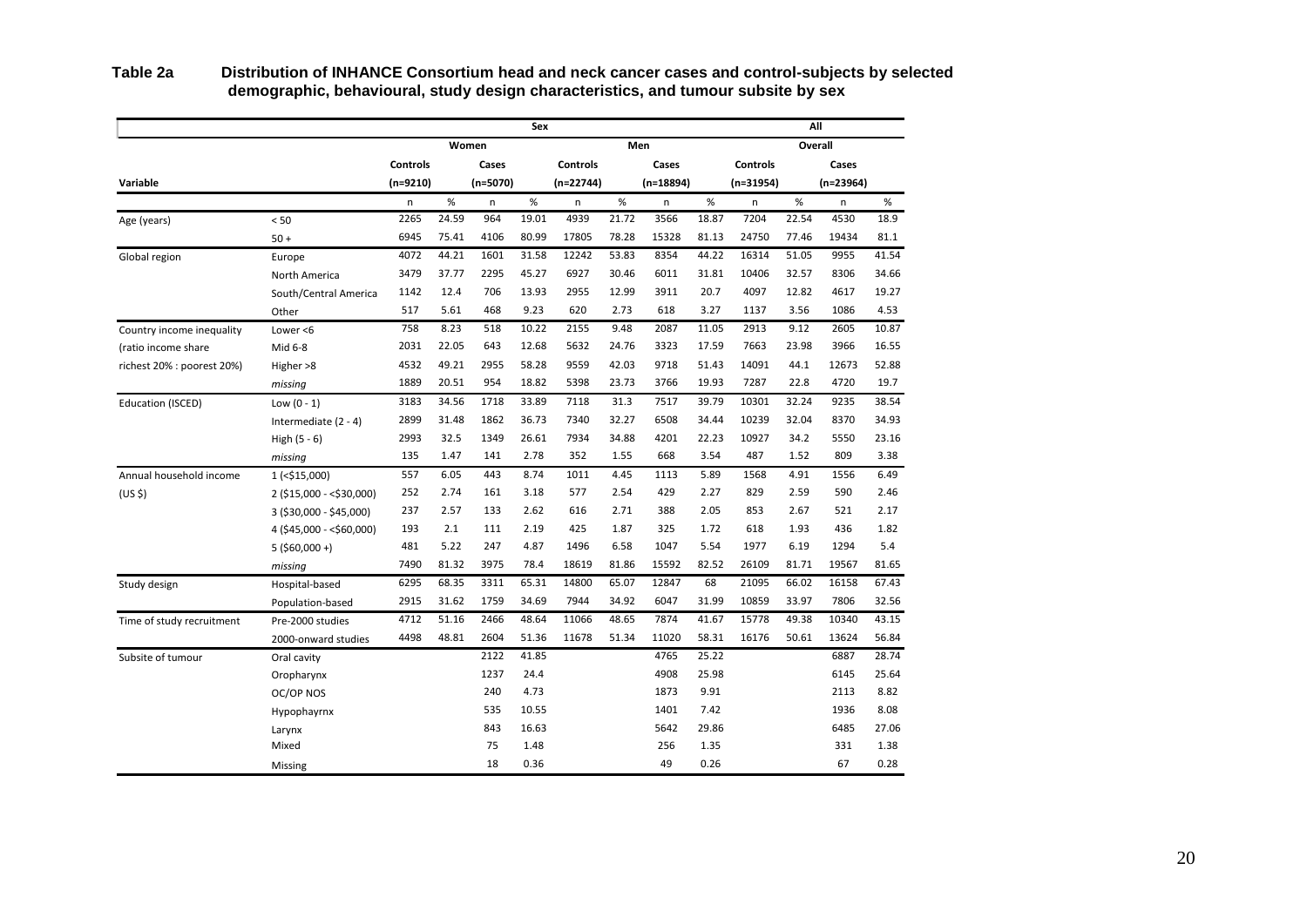**Table 2a** **Distribution of INHANCE Consortium head and neck cancer cases and control-subjects by selected demographic, behavioural, study design characteristics, and tumour subsite by sex**

| | | Sex | | | | | | | | All | | | |
|---|---|---|---|---|---|---|---|---|---|---|---|---|---|
| | | Women | | | | Men | | | | Overall | | | |
| | | Controls | | Cases | | Controls | | Cases | | Controls | | Cases | |
| Variable | | (n=9210) | | (n=5070) | | (n=22744) | | (n=18894) | | (n=31954) | | (n=23964) | |
| | | n | % | n | % | n | % | n | % | n | % | n | % |
| Age (years) | < 50 | 2265 | 24.59 | 964 | 19.01 | 4939 | 21.72 | 3566 | 18.87 | 7204 | 22.54 | 4530 | 18.9 |
| | 50 + | 6945 | 75.41 | 4106 | 80.99 | 17805 | 78.28 | 15328 | 81.13 | 24750 | 77.46 | 19434 | 81.1 |
| Global region | Europe | 4072 | 44.21 | 1601 | 31.58 | 12242 | 53.83 | 8354 | 44.22 | 16314 | 51.05 | 9955 | 41.54 |
| | North America | 3479 | 37.77 | 2295 | 45.27 | 6927 | 30.46 | 6011 | 31.81 | 10406 | 32.57 | 8306 | 34.66 |
| | South/Central America | 1142 | 12.4 | 706 | 13.93 | 2955 | 12.99 | 3911 | 20.7 | 4097 | 12.82 | 4617 | 19.27 |
| | Other | 517 | 5.61 | 468 | 9.23 | 620 | 2.73 | 618 | 3.27 | 1137 | 3.56 | 1086 | 4.53 |
| Country income inequality | Lower <6 | 758 | 8.23 | 518 | 10.22 | 2155 | 9.48 | 2087 | 11.05 | 2913 | 9.12 | 2605 | 10.87 |
| (ratio income share | Mid 6-8 | 2031 | 22.05 | 643 | 12.68 | 5632 | 24.76 | 3323 | 17.59 | 7663 | 23.98 | 3966 | 16.55 |
| richest 20% : poorest 20%) | Higher >8 | 4532 | 49.21 | 2955 | 58.28 | 9559 | 42.03 | 9718 | 51.43 | 14091 | 44.1 | 12673 | 52.88 |
| | *missing* | 1889 | 20.51 | 954 | 18.82 | 5398 | 23.73 | 3766 | 19.93 | 7287 | 22.8 | 4720 | 19.7 |
| Education (ISCED) | Low (0 - 1) | 3183 | 34.56 | 1718 | 33.89 | 7118 | 31.3 | 7517 | 39.79 | 10301 | 32.24 | 9235 | 38.54 |
| | Intermediate (2 - 4) | 2899 | 31.48 | 1862 | 36.73 | 7340 | 32.27 | 6508 | 34.44 | 10239 | 32.04 | 8370 | 34.93 |
| | High (5 - 6) | 2993 | 32.5 | 1349 | 26.61 | 7934 | 34.88 | 4201 | 22.23 | 10927 | 34.2 | 5550 | 23.16 |
| | *missing* | 135 | 1.47 | 141 | 2.78 | 352 | 1.55 | 668 | 3.54 | 487 | 1.52 | 809 | 3.38 |
| Annual household income | 1 (<$15,000) | 557 | 6.05 | 443 | 8.74 | 1011 | 4.45 | 1113 | 5.89 | 1568 | 4.91 | 1556 | 6.49 |
| (US $) | 2 ($15,000 - <$30,000) | 252 | 2.74 | 161 | 3.18 | 577 | 2.54 | 429 | 2.27 | 829 | 2.59 | 590 | 2.46 |
| | 3 ($30,000 - $45,000) | 237 | 2.57 | 133 | 2.62 | 616 | 2.71 | 388 | 2.05 | 853 | 2.67 | 521 | 2.17 |
| | 4 ($45,000 - <$60,000) | 193 | 2.1 | 111 | 2.19 | 425 | 1.87 | 325 | 1.72 | 618 | 1.93 | 436 | 1.82 |
| | 5 ($60,000 +) | 481 | 5.22 | 247 | 4.87 | 1496 | 6.58 | 1047 | 5.54 | 1977 | 6.19 | 1294 | 5.4 |
| | *missing* | 7490 | 81.32 | 3975 | 78.4 | 18619 | 81.86 | 15592 | 82.52 | 26109 | 81.71 | 19567 | 81.65 |
| Study design | Hospital-based | 6295 | 68.35 | 3311 | 65.31 | 14800 | 65.07 | 12847 | 68 | 21095 | 66.02 | 16158 | 67.43 |
| | Population-based | 2915 | 31.62 | 1759 | 34.69 | 7944 | 34.92 | 6047 | 31.99 | 10859 | 33.97 | 7806 | 32.56 |
| Time of study recruitment | Pre-2000 studies | 4712 | 51.16 | 2466 | 48.64 | 11066 | 48.65 | 7874 | 41.67 | 15778 | 49.38 | 10340 | 43.15 |
| | 2000-onward studies | 4498 | 48.81 | 2604 | 51.36 | 11678 | 51.34 | 11020 | 58.31 | 16176 | 50.61 | 13624 | 56.84 |
| Subsite of tumour | Oral cavity | | | 2122 | 41.85 | | | 4765 | 25.22 | | | 6887 | 28.74 |
| | Oropharynx | | | 1237 | 24.4 | | | 4908 | 25.98 | | | 6145 | 25.64 |
| | OC/OP NOS | | | 240 | 4.73 | | | 1873 | 9.91 | | | 2113 | 8.82 |
| | Hypophayrnx | | | 535 | 10.55 | | | 1401 | 7.42 | | | 1936 | 8.08 |
| | Larynx | | | 843 | 16.63 | | | 5642 | 29.86 | | | 6485 | 27.06 |
| | Mixed | | | 75 | 1.48 | | | 256 | 1.35 | | | 331 | 1.38 |
| | Missing | | | 18 | 0.36 | | | 49 | 0.26 | | | 67 | 0.28 |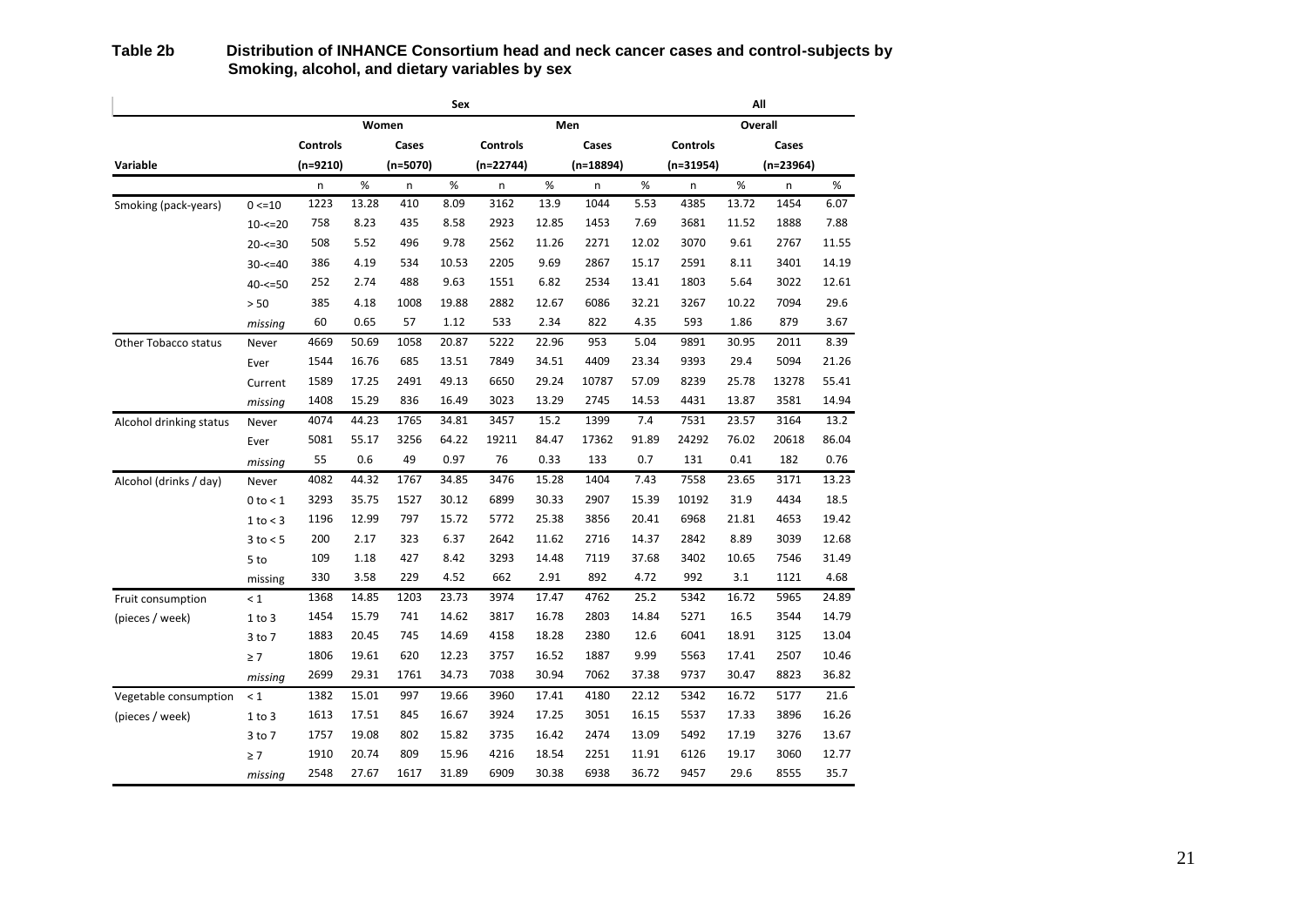**Table 2b Distribution of INHANCE Consortium head and neck cancer cases and control-subjects by Smoking, alcohol, and dietary variables by sex**

| | | Sex | | | | | | | | All | | | |
|---|---|---|---|---|---|---|---|---|---|---|---|---|---|
| | | Women | | | | Men | | | | Overall | | | |
| | | Controls | | Cases | | Controls | | Cases | | Controls | | Cases | |
| Variable | | (n=9210) | | (n=5070) | | (n=22744) | | (n=18894) | | (n=31954) | | (n=23964) | |
| | | n | % | n | % | n | % | n | % | n | % | n | % |
| Smoking (pack-years) | 0 <=10 | 1223 | 13.28 | 410 | 8.09 | 3162 | 13.9 | 1044 | 5.53 | 4385 | 13.72 | 1454 | 6.07 |
| | 10-<=20 | 758 | 8.23 | 435 | 8.58 | 2923 | 12.85 | 1453 | 7.69 | 3681 | 11.52 | 1888 | 7.88 |
| | 20-<=30 | 508 | 5.52 | 496 | 9.78 | 2562 | 11.26 | 2271 | 12.02 | 3070 | 9.61 | 2767 | 11.55 |
| | 30-<=40 | 386 | 4.19 | 534 | 10.53 | 2205 | 9.69 | 2867 | 15.17 | 2591 | 8.11 | 3401 | 14.19 |
| | 40-<=50 | 252 | 2.74 | 488 | 9.63 | 1551 | 6.82 | 2534 | 13.41 | 1803 | 5.64 | 3022 | 12.61 |
| | > 50 | 385 | 4.18 | 1008 | 19.88 | 2882 | 12.67 | 6086 | 32.21 | 3267 | 10.22 | 7094 | 29.6 |
| | *missing* | 60 | 0.65 | 57 | 1.12 | 533 | 2.34 | 822 | 4.35 | 593 | 1.86 | 879 | 3.67 |
| Other Tobacco status | Never | 4669 | 50.69 | 1058 | 20.87 | 5222 | 22.96 | 953 | 5.04 | 9891 | 30.95 | 2011 | 8.39 |
| | Ever | 1544 | 16.76 | 685 | 13.51 | 7849 | 34.51 | 4409 | 23.34 | 9393 | 29.4 | 5094 | 21.26 |
| | Current | 1589 | 17.25 | 2491 | 49.13 | 6650 | 29.24 | 10787 | 57.09 | 8239 | 25.78 | 13278 | 55.41 |
| | *missing* | 1408 | 15.29 | 836 | 16.49 | 3023 | 13.29 | 2745 | 14.53 | 4431 | 13.87 | 3581 | 14.94 |
| Alcohol drinking status | Never | 4074 | 44.23 | 1765 | 34.81 | 3457 | 15.2 | 1399 | 7.4 | 7531 | 23.57 | 3164 | 13.2 |
| | Ever | 5081 | 55.17 | 3256 | 64.22 | 19211 | 84.47 | 17362 | 91.89 | 24292 | 76.02 | 20618 | 86.04 |
| | *missing* | 55 | 0.6 | 49 | 0.97 | 76 | 0.33 | 133 | 0.7 | 131 | 0.41 | 182 | 0.76 |
| Alcohol (drinks / day) | Never | 4082 | 44.32 | 1767 | 34.85 | 3476 | 15.28 | 1404 | 7.43 | 7558 | 23.65 | 3171 | 13.23 |
| | 0 to < 1 | 3293 | 35.75 | 1527 | 30.12 | 6899 | 30.33 | 2907 | 15.39 | 10192 | 31.9 | 4434 | 18.5 |
| | 1 to < 3 | 1196 | 12.99 | 797 | 15.72 | 5772 | 25.38 | 3856 | 20.41 | 6968 | 21.81 | 4653 | 19.42 |
| | 3 to < 5 | 200 | 2.17 | 323 | 6.37 | 2642 | 11.62 | 2716 | 14.37 | 2842 | 8.89 | 3039 | 12.68 |
| | 5 to | 109 | 1.18 | 427 | 8.42 | 3293 | 14.48 | 7119 | 37.68 | 3402 | 10.65 | 7546 | 31.49 |
| | missing | 330 | 3.58 | 229 | 4.52 | 662 | 2.91 | 892 | 4.72 | 992 | 3.1 | 1121 | 4.68 |
| Fruit consumption (pieces / week) | < 1 | 1368 | 14.85 | 1203 | 23.73 | 3974 | 17.47 | 4762 | 25.2 | 5342 | 16.72 | 5965 | 24.89 |
| | 1 to 3 | 1454 | 15.79 | 741 | 14.62 | 3817 | 16.78 | 2803 | 14.84 | 5271 | 16.5 | 3544 | 14.79 |
| | 3 to 7 | 1883 | 20.45 | 745 | 14.69 | 4158 | 18.28 | 2380 | 12.6 | 6041 | 18.91 | 3125 | 13.04 |
| | ≥ 7 | 1806 | 19.61 | 620 | 12.23 | 3757 | 16.52 | 1887 | 9.99 | 5563 | 17.41 | 2507 | 10.46 |
| | *missing* | 2699 | 29.31 | 1761 | 34.73 | 7038 | 30.94 | 7062 | 37.38 | 9737 | 30.47 | 8823 | 36.82 |
| Vegetable consumption (pieces / week) | < 1 | 1382 | 15.01 | 997 | 19.66 | 3960 | 17.41 | 4180 | 22.12 | 5342 | 16.72 | 5177 | 21.6 |
| | 1 to 3 | 1613 | 17.51 | 845 | 16.67 | 3924 | 17.25 | 3051 | 16.15 | 5537 | 17.33 | 3896 | 16.26 |
| | 3 to 7 | 1757 | 19.08 | 802 | 15.82 | 3735 | 16.42 | 2474 | 13.09 | 5492 | 17.19 | 3276 | 13.67 |
| | ≥ 7 | 1910 | 20.74 | 809 | 15.96 | 4216 | 18.54 | 2251 | 11.91 | 6126 | 19.17 | 3060 | 12.77 |
| | *missing* | 2548 | 27.67 | 1617 | 31.89 | 6909 | 30.38 | 6938 | 36.72 | 9457 | 29.6 | 8555 | 35.7 |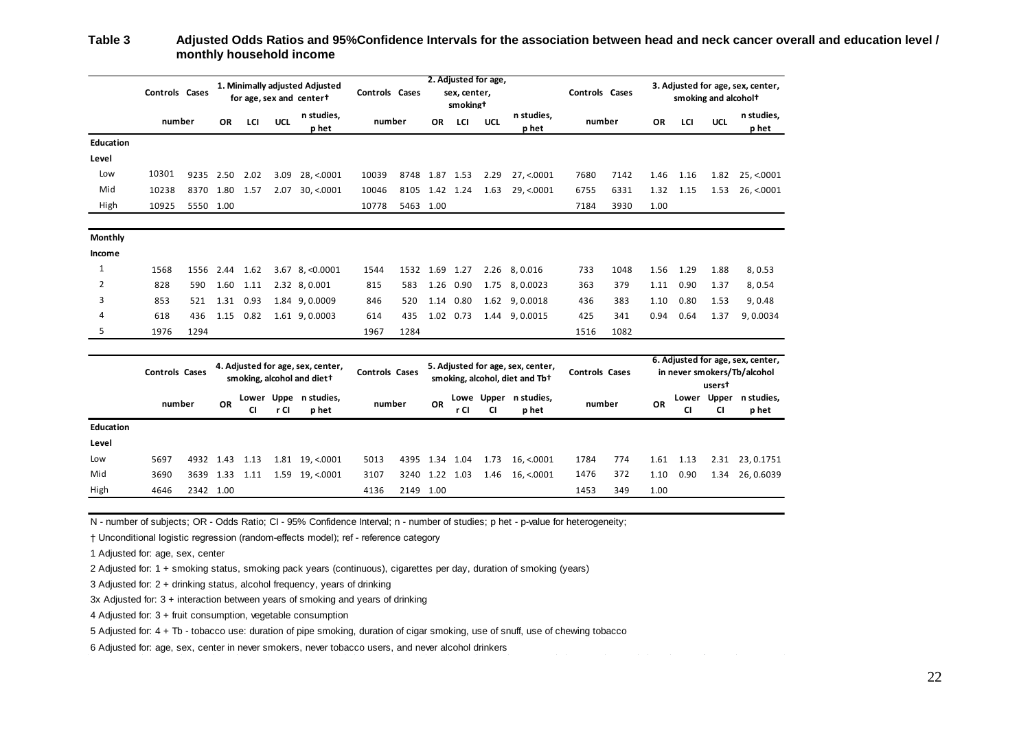**Table 3** **Adjusted Odds Ratios and 95%Confidence Intervals for the association between head and neck cancer overall and education level / monthly household income**

| | Controls | Cases | 1. Minimally adjusted Adjusted for age, sex and center† | | | | Controls | Cases | 2. Adjusted for age, sex, center, smoking† | | | | Controls | Cases | 3. Adjusted for age, sex, center, smoking and alcohol† | | | |
|---|---|---|---|---|---|---|---|---|---|---|---|---|---|---|---|---|---|---|
| | number | | OR | LCI | UCL | n studies, p het | number | | OR | LCI | UCL | n studies, p het | number | | OR | LCI | UCL | n studies, p het |
| **Education Level** | | | | | | | | | | | | | | | | | | |
| Low | 10301 | 9235 | 2.50 | 2.02 | 3.09 | 28, <.0001 | 10039 | 8748 | 1.87 | 1.53 | 2.29 | 27, <.0001 | 7680 | 7142 | 1.46 | 1.16 | 1.82 | 25, <.0001 |
| Mid | 10238 | 8370 | 1.80 | 1.57 | 2.07 | 30, <.0001 | 10046 | 8105 | 1.42 | 1.24 | 1.63 | 29, <.0001 | 6755 | 6331 | 1.32 | 1.15 | 1.53 | 26, <.0001 |
| High | 10925 | 5550 | 1.00 | | | | 10778 | 5463 | 1.00 | | | | 7184 | 3930 | 1.00 | | | |
| **Monthly Income** | | | | | | | | | | | | | | | | | | |
| 1 | 1568 | 1556 | 2.44 | 1.62 | 3.67 | 8, <0.0001 | 1544 | 1532 | 1.69 | 1.27 | 2.26 | 8, 0.016 | 733 | 1048 | 1.56 | 1.29 | 1.88 | 8, 0.53 |
| 2 | 828 | 590 | 1.60 | 1.11 | 2.32 | 8, 0.001 | 815 | 583 | 1.26 | 0.90 | 1.75 | 8, 0.0023 | 363 | 379 | 1.11 | 0.90 | 1.37 | 8, 0.54 |
| 3 | 853 | 521 | 1.31 | 0.93 | 1.84 | 9, 0.0009 | 846 | 520 | 1.14 | 0.80 | 1.62 | 9, 0.0018 | 436 | 383 | 1.10 | 0.80 | 1.53 | 9, 0.48 |
| 4 | 618 | 436 | 1.15 | 0.82 | 1.61 | 9, 0.0003 | 614 | 435 | 1.02 | 0.73 | 1.44 | 9, 0.0015 | 425 | 341 | 0.94 | 0.64 | 1.37 | 9, 0.0034 |
| 5 | 1976 | 1294 | | | | | 1967 | 1284 | | | | | 1516 | 1082 | | | | |

| | Controls | Cases | 4. Adjusted for age, sex, center, smoking, alcohol and diet† | | | | Controls | Cases | 5. Adjusted for age, sex, center, smoking, alcohol, diet and Tb† | | | | Controls | Cases | 6. Adjusted for age, sex, center, in never smokers/Tb/alcohol users† | | | |
|---|---|---|---|---|---|---|---|---|---|---|---|---|---|---|---|---|---|---|
| | number | | OR | Lower CI | Upper CI | n studies, p het | number | | OR | Lower CI | Upper CI | n studies, p het | number | | OR | Lower CI | Upper CI | n studies, p het |
| **Education Level** | | | | | | | | | | | | | | | | | | |
| Low | 5697 | 4932 | 1.43 | 1.13 | 1.81 | 19, <.0001 | 5013 | 4395 | 1.34 | 1.04 | 1.73 | 16, <.0001 | 1784 | 774 | 1.61 | 1.13 | 2.31 | 23, 0.1751 |
| Mid | 3690 | 3639 | 1.33 | 1.11 | 1.59 | 19, <.0001 | 3107 | 3240 | 1.22 | 1.03 | 1.46 | 16, <.0001 | 1476 | 372 | 1.10 | 0.90 | 1.34 | 26, 0.6039 |
| High | 4646 | 2342 | 1.00 | | | | 4136 | 2149 | 1.00 | | | | 1453 | 349 | 1.00 | | | |

N - number of subjects; OR - Odds Ratio; CI - 95% Confidence Interval; n - number of studies; p het - p-value for heterogeneity;

† Unconditional logistic regression (random-effects model); ref - reference category

1 Adjusted for: age, sex, center

2 Adjusted for: 1 + smoking status, smoking pack years (continuous), cigarettes per day, duration of smoking (years)

3 Adjusted for: 2 + drinking status, alcohol frequency, years of drinking

3x Adjusted for: 3 + interaction between years of smoking and years of drinking

4 Adjusted for: 3 + fruit consumption, vegetable consumption

5 Adjusted for: 4 + Tb - tobacco use: duration of pipe smoking, duration of cigar smoking, use of snuff, use of chewing tobacco

6 Adjusted for: age, sex, center in never smokers, never tobacco users, and never alcohol drinkers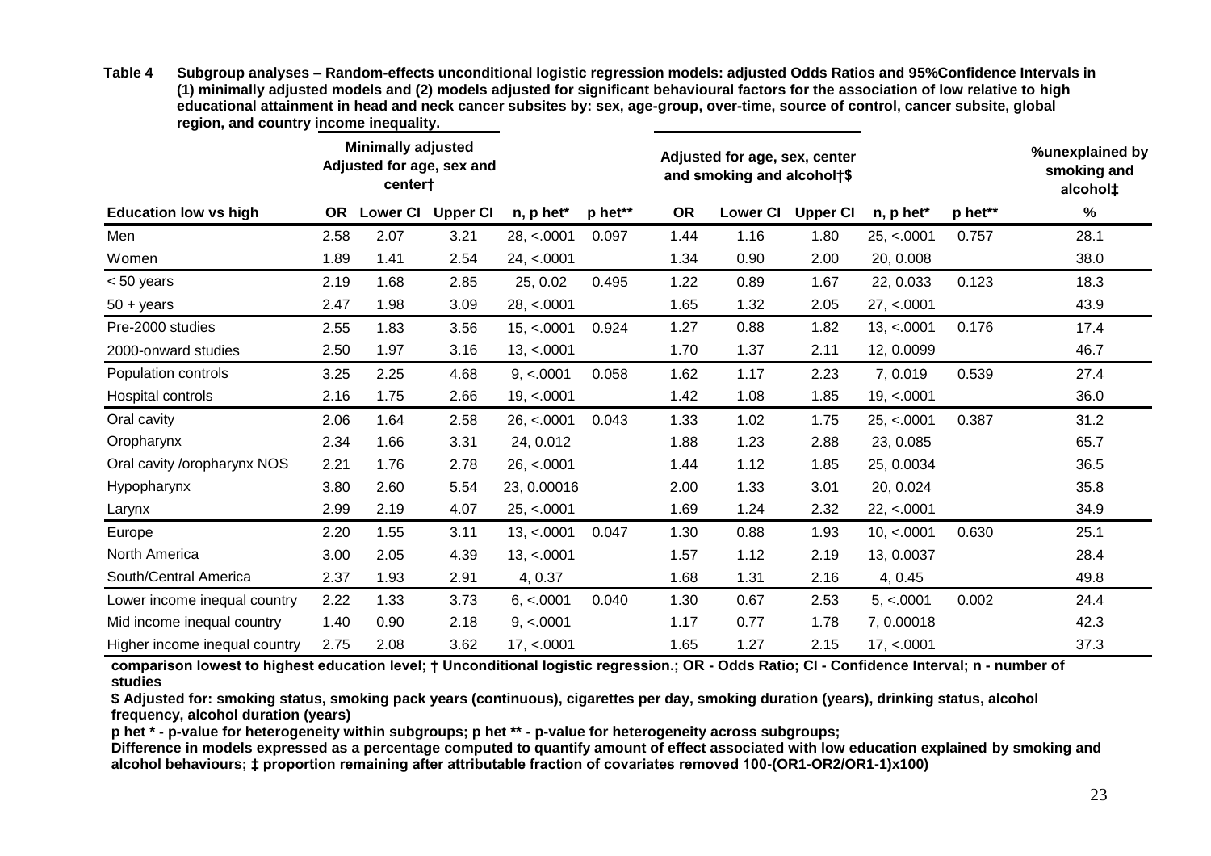**Table 4 Subgroup analyses – Random-effects unconditional logistic regression models: adjusted Odds Ratios and 95%Confidence Intervals in (1) minimally adjusted models and (2) models adjusted for significant behavioural factors for the association of low relative to high educational attainment in head and neck cancer subsites by: sex, age-group, over-time, source of control, cancer subsite, global region, and country income inequality.**

| | Minimally adjusted Adjusted for age, sex and center† | | | | | Adjusted for age, sex, center and smoking and alcohol†$ | | | | | %unexplained by smoking and alcohol‡ |
|---|---|---|---|---|---|---|---|---|---|---|---|
| **Education low vs high** | **OR** | **Lower CI** | **Upper CI** | **n, p het*** | **p het**** | **OR** | **Lower CI** | **Upper CI** | **n, p het*** | **p het**** | **%** |
| Men | 2.58 | 2.07 | 3.21 | 28, <.0001 | 0.097 | 1.44 | 1.16 | 1.80 | 25, <.0001 | 0.757 | 28.1 |
| Women | 1.89 | 1.41 | 2.54 | 24, <.0001 | | 1.34 | 0.90 | 2.00 | 20, 0.008 | | 38.0 |
| < 50 years | 2.19 | 1.68 | 2.85 | 25, 0.02 | 0.495 | 1.22 | 0.89 | 1.67 | 22, 0.033 | 0.123 | 18.3 |
| 50 + years | 2.47 | 1.98 | 3.09 | 28, <.0001 | | 1.65 | 1.32 | 2.05 | 27, <.0001 | | 43.9 |
| Pre-2000 studies | 2.55 | 1.83 | 3.56 | 15, <.0001 | 0.924 | 1.27 | 0.88 | 1.82 | 13, <.0001 | 0.176 | 17.4 |
| 2000-onward studies | 2.50 | 1.97 | 3.16 | 13, <.0001 | | 1.70 | 1.37 | 2.11 | 12, 0.0099 | | 46.7 |
| Population controls | 3.25 | 2.25 | 4.68 | 9, <.0001 | 0.058 | 1.62 | 1.17 | 2.23 | 7, 0.019 | 0.539 | 27.4 |
| Hospital controls | 2.16 | 1.75 | 2.66 | 19, <.0001 | | 1.42 | 1.08 | 1.85 | 19, <.0001 | | 36.0 |
| Oral cavity | 2.06 | 1.64 | 2.58 | 26, <.0001 | 0.043 | 1.33 | 1.02 | 1.75 | 25, <.0001 | 0.387 | 31.2 |
| Oropharynx | 2.34 | 1.66 | 3.31 | 24, 0.012 | | 1.88 | 1.23 | 2.88 | 23, 0.085 | | 65.7 |
| Oral cavity /oropharynx NOS | 2.21 | 1.76 | 2.78 | 26, <.0001 | | 1.44 | 1.12 | 1.85 | 25, 0.0034 | | 36.5 |
| Hypopharynx | 3.80 | 2.60 | 5.54 | 23, 0.00016 | | 2.00 | 1.33 | 3.01 | 20, 0.024 | | 35.8 |
| Larynx | 2.99 | 2.19 | 4.07 | 25, <.0001 | | 1.69 | 1.24 | 2.32 | 22, <.0001 | | 34.9 |
| Europe | 2.20 | 1.55 | 3.11 | 13, <.0001 | 0.047 | 1.30 | 0.88 | 1.93 | 10, <.0001 | 0.630 | 25.1 |
| North America | 3.00 | 2.05 | 4.39 | 13, <.0001 | | 1.57 | 1.12 | 2.19 | 13, 0.0037 | | 28.4 |
| South/Central America | 2.37 | 1.93 | 2.91 | 4, 0.37 | | 1.68 | 1.31 | 2.16 | 4, 0.45 | | 49.8 |
| Lower income inequal country | 2.22 | 1.33 | 3.73 | 6, <.0001 | 0.040 | 1.30 | 0.67 | 2.53 | 5, <.0001 | 0.002 | 24.4 |
| Mid income inequal country | 1.40 | 0.90 | 2.18 | 9, <.0001 | | 1.17 | 0.77 | 1.78 | 7, 0.00018 | | 42.3 |
| Higher income inequal country | 2.75 | 2.08 | 3.62 | 17, <.0001 | | 1.65 | 1.27 | 2.15 | 17, <.0001 | | 37.3 |

**comparison lowest to highest education level; † Unconditional logistic regression.; OR - Odds Ratio; CI - Confidence Interval; n - number of studies**

**$ Adjusted for: smoking status, smoking pack years (continuous), cigarettes per day, smoking duration (years), drinking status, alcohol frequency, alcohol duration (years)**

**p het * - p-value for heterogeneity within subgroups; p het ** - p-value for heterogeneity across subgroups;**

**Difference in models expressed as a percentage computed to quantify amount of effect associated with low education explained by smoking and alcohol behaviours; ‡ proportion remaining after attributable fraction of covariates removed 100-(OR1-OR2/OR1-1)x100)**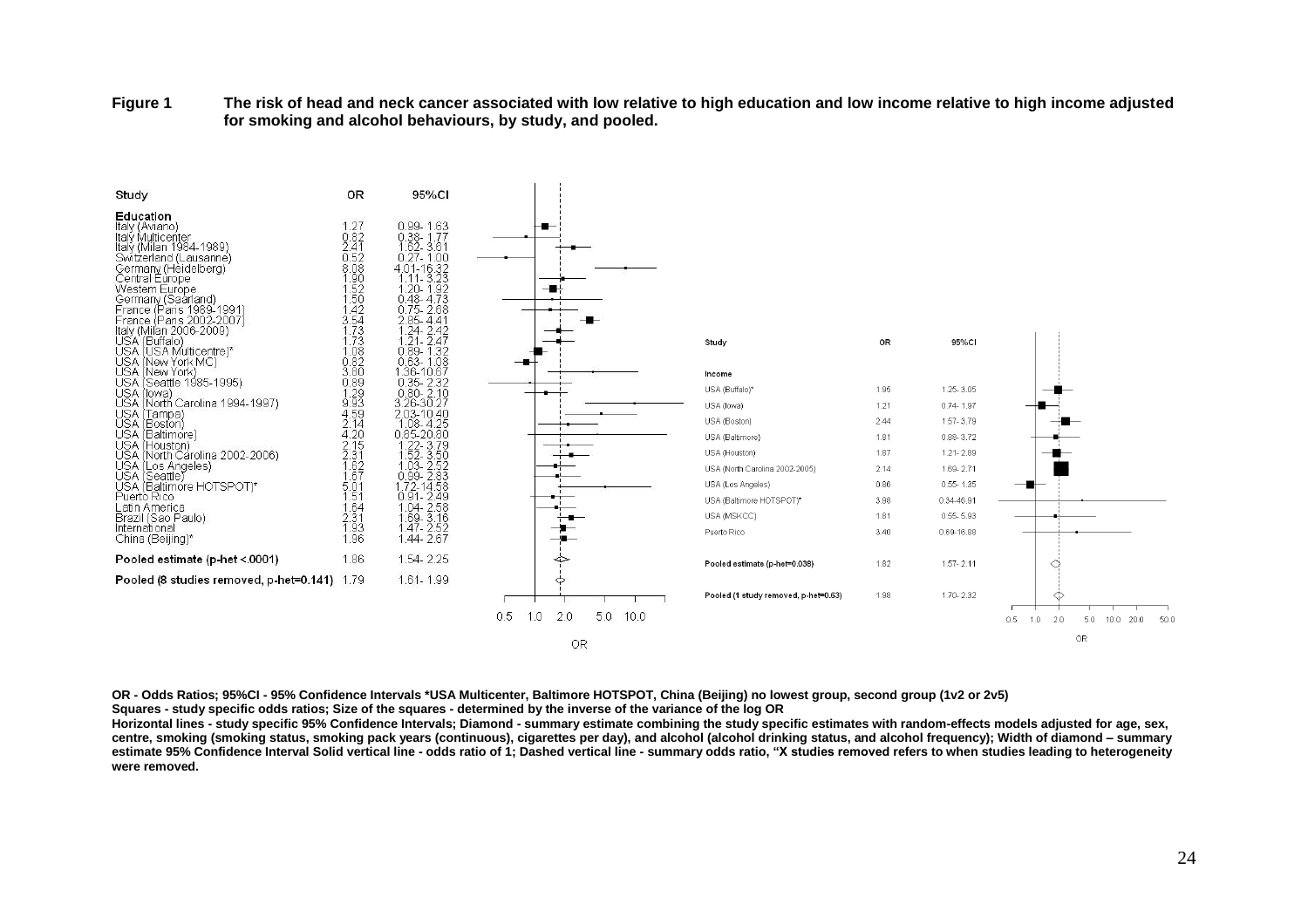**Figure 1 The risk of head and neck cancer associated with low relative to high education and low income relative to high income adjusted for smoking and alcohol behaviours, by study, and pooled.**

| Study | OR | 95%CI |
|---|---|---|
| **Education** | | |
| Italy (Aviano) | 1.27 | 0.99- 1.63 |
| Italy Multicenter | 0.82 | 0.38- 1.77 |
| Italy (Milan 1984-1989) | 2.41 | 1.62- 3.61 |
| Switzerland (Lausanne) | 0.52 | 0.27- 1.00 |
| Germany (Heidelberg) | 8.08 | 4.01-16.32 |
| Central Europe | 1.90 | 1.11- 3.23 |
| Western Europe | 1.52 | 1.20- 1.92 |
| Germany (Saarland) | 1.50 | 0.48- 4.73 |
| France (Paris 1989-1991) | 1.42 | 0.75- 2.68 |
| France (Paris 2002-2007) | 3.54 | 2.85- 4.41 |
| Italy (Milan 2006-2009) | 1.73 | 1.24- 2.42 |
| USA (Buffalo) | 1.73 | 1.21- 2.47 |
| USA (USA Multicentre)* | 1.08 | 0.89- 1.32 |
| USA (New York MC) | 0.82 | 0.63- 1.08 |
| USA (New York) | 3.80 | 1.36-10.67 |
| USA (Seattle 1985-1995) | 0.89 | 0.35- 2.32 |
| USA (Iowa) | 1.29 | 0.80- 2.10 |
| USA (North Carolina 1994-1997) | 9.93 | 3.26-30.27 |
| USA (Tampa) | 4.59 | 2.03-10.40 |
| USA (Boston) | 2.14 | 1.08- 4.25 |
| USA (Baltimore) | 4.20 | 0.85-20.80 |
| USA (Houston) | 2.15 | 1.22- 3.79 |
| USA (North Carolina 2002-2006) | 2.31 | 1.52- 3.50 |
| USA (Los Angeles) | 1.62 | 1.03- 2.52 |
| USA (Seattle) | 1.67 | 0.99- 2.83 |
| USA (Baltimore HOTSPOT)* | 5.01 | 1.72-14.58 |
| Puerto Rico | 1.51 | 0.91- 2.49 |
| Latin America | 1.64 | 1.04- 2.58 |
| Brazil (Sao Paulo) | 2.31 | 1.69- 3.16 |
| International | 1.93 | 1.47- 2.52 |
| China (Beijing)* | 1.96 | 1.44- 2.67 |
| **Pooled estimate (p-het <.0001)** | 1.86 | 1.54- 2.25 |
| **Pooled (8 studies removed, p-het=0.141)** | 1.79 | 1.61- 1.99 |

| Study | OR | 95%CI |
|---|---|---|
| **Income** | | |
| USA (Buffalo)* | 1.95 | 1.25- 3.05 |
| USA (Iowa) | 1.21 | 0.74- 1.97 |
| USA (Boston) | 2.44 | 1.57- 3.79 |
| USA (Baltimore) | 1.81 | 0.88- 3.72 |
| USA (Houston) | 1.87 | 1.21- 2.89 |
| USA (North Carolina 2002-2006) | 2.14 | 1.69- 2.71 |
| USA (Los Angeles) | 0.86 | 0.55- 1.35 |
| USA (Baltimore HOTSPOT)* | 3.98 | 0.34-46.91 |
| USA (MSKCC) | 1.81 | 0.55- 5.93 |
| Puerto Rico | 3.40 | 0.69-16.88 |
| **Pooled estimate (p-het=0.038)** | 1.82 | 1.57- 2.11 |
| **Pooled (1 study removed, p-het=0.63)** | 1.98 | 1.70- 2.32 |

**OR - Odds Ratios; 95%CI - 95% Confidence Intervals *USA Multicenter, Baltimore HOTSPOT, China (Beijing) no lowest group, second group (1v2 or 2v5)**
**Squares - study specific odds ratios; Size of the squares - determined by the inverse of the variance of the log OR**
**Horizontal lines - study specific 95% Confidence Intervals; Diamond - summary estimate combining the study specific estimates with random-effects models adjusted for age, sex, centre, smoking (smoking status, smoking pack years (continuous), cigarettes per day), and alcohol (alcohol drinking status, and alcohol frequency); Width of diamond – summary estimate 95% Confidence Interval Solid vertical line - odds ratio of 1; Dashed vertical line - summary odds ratio, "X studies removed refers to when studies leading to heterogeneity were removed.**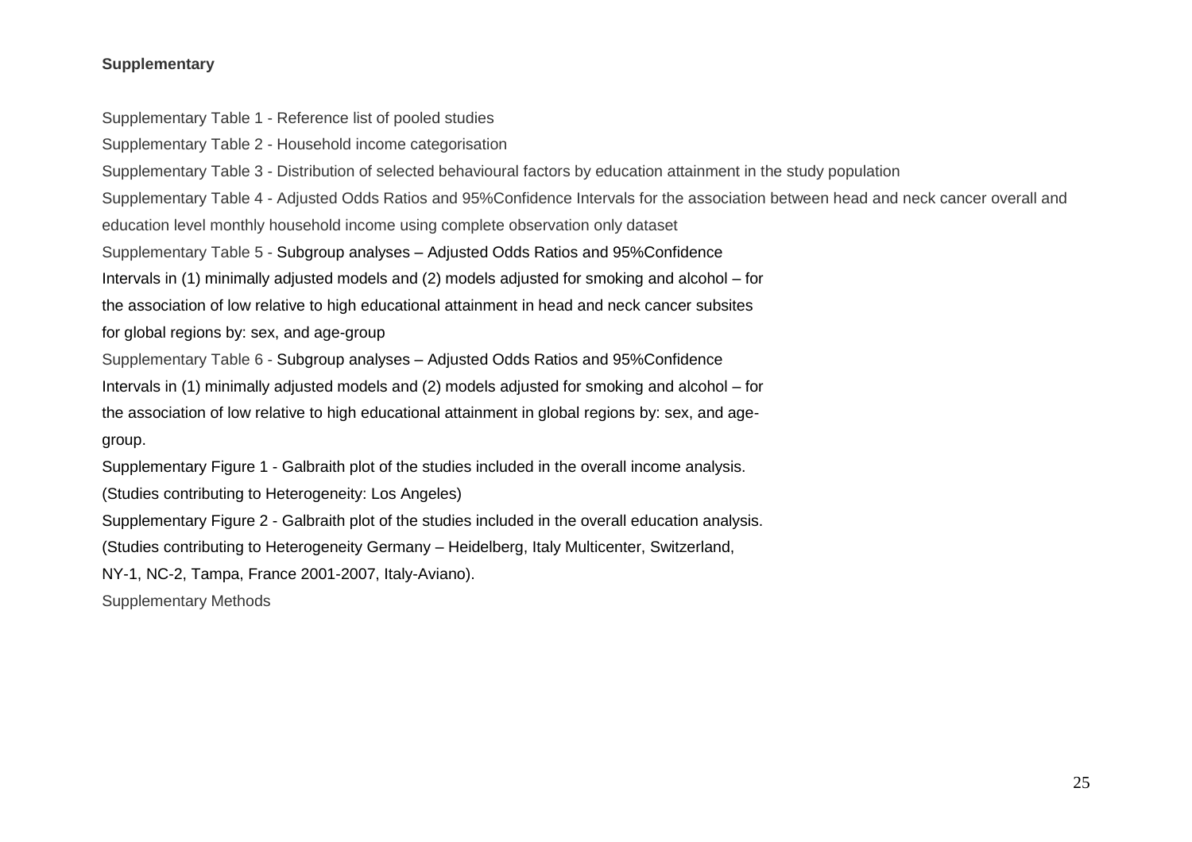**Supplementary**

Supplementary Table 1 - Reference list of pooled studies

Supplementary Table 2 - Household income categorisation

Supplementary Table 3 - Distribution of selected behavioural factors by education attainment in the study population

Supplementary Table 4 - Adjusted Odds Ratios and 95%Confidence Intervals for the association between head and neck cancer overall and education level monthly household income using complete observation only dataset

Supplementary Table 5 - Subgroup analyses – Adjusted Odds Ratios and 95%Confidence Intervals in (1) minimally adjusted models and (2) models adjusted for smoking and alcohol – for the association of low relative to high educational attainment in head and neck cancer subsites for global regions by: sex, and age-group

Supplementary Table 6 - Subgroup analyses – Adjusted Odds Ratios and 95%Confidence Intervals in (1) minimally adjusted models and (2) models adjusted for smoking and alcohol – for the association of low relative to high educational attainment in global regions by: sex, and age-group.

Supplementary Figure 1 - Galbraith plot of the studies included in the overall income analysis. (Studies contributing to Heterogeneity: Los Angeles)

Supplementary Figure 2 - Galbraith plot of the studies included in the overall education analysis. (Studies contributing to Heterogeneity Germany – Heidelberg, Italy Multicenter, Switzerland, NY-1, NC-2, Tampa, France 2001-2007, Italy-Aviano).

Supplementary Methods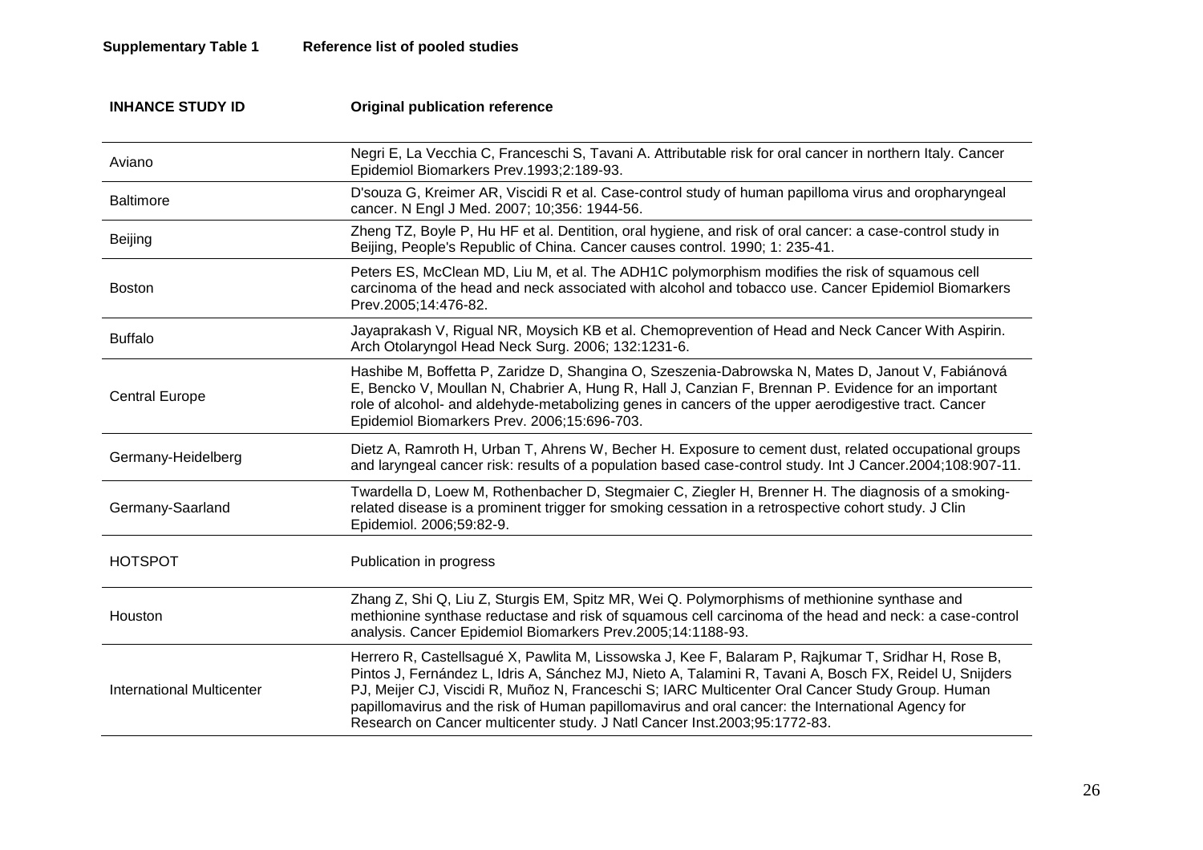**Supplementary Table 1 Reference list of pooled studies**

| INHANCE STUDY ID | Original publication reference |
|---|---|
| Aviano | Negri E, La Vecchia C, Franceschi S, Tavani A. Attributable risk for oral cancer in northern Italy. Cancer Epidemiol Biomarkers Prev.1993;2:189-93. |
| Baltimore | D'souza G, Kreimer AR, Viscidi R et al. Case-control study of human papilloma virus and oropharyngeal cancer. N Engl J Med. 2007; 10;356: 1944-56. |
| Beijing | Zheng TZ, Boyle P, Hu HF et al. Dentition, oral hygiene, and risk of oral cancer: a case-control study in Beijing, People's Republic of China. Cancer causes control. 1990; 1: 235-41. |
| Boston | Peters ES, McClean MD, Liu M, et al. The ADH1C polymorphism modifies the risk of squamous cell carcinoma of the head and neck associated with alcohol and tobacco use. Cancer Epidemiol Biomarkers Prev.2005;14:476-82. |
| Buffalo | Jayaprakash V, Rigual NR, Moysich KB et al. Chemoprevention of Head and Neck Cancer With Aspirin. Arch Otolaryngol Head Neck Surg. 2006; 132:1231-6. |
| Central Europe | Hashibe M, Boffetta P, Zaridze D, Shangina O, Szeszenia-Dabrowska N, Mates D, Janout V, Fabiánová E, Bencko V, Moullan N, Chabrier A, Hung R, Hall J, Canzian F, Brennan P. Evidence for an important role of alcohol- and aldehyde-metabolizing genes in cancers of the upper aerodigestive tract. Cancer Epidemiol Biomarkers Prev. 2006;15:696-703. |
| Germany-Heidelberg | Dietz A, Ramroth H, Urban T, Ahrens W, Becher H. Exposure to cement dust, related occupational groups and laryngeal cancer risk: results of a population based case-control study. Int J Cancer.2004;108:907-11. |
| Germany-Saarland | Twardella D, Loew M, Rothenbacher D, Stegmaier C, Ziegler H, Brenner H. The diagnosis of a smoking-related disease is a prominent trigger for smoking cessation in a retrospective cohort study. J Clin Epidemiol. 2006;59:82-9. |
| HOTSPOT | Publication in progress |
| Houston | Zhang Z, Shi Q, Liu Z, Sturgis EM, Spitz MR, Wei Q. Polymorphisms of methionine synthase and methionine synthase reductase and risk of squamous cell carcinoma of the head and neck: a case-control analysis. Cancer Epidemiol Biomarkers Prev.2005;14:1188-93. |
| International Multicenter | Herrero R, Castellsagué X, Pawlita M, Lissowska J, Kee F, Balaram P, Rajkumar T, Sridhar H, Rose B, Pintos J, Fernández L, Idris A, Sánchez MJ, Nieto A, Talamini R, Tavani A, Bosch FX, Reidel U, Snijders PJ, Meijer CJ, Viscidi R, Muñoz N, Franceschi S; IARC Multicenter Oral Cancer Study Group. Human papillomavirus and the risk of Human papillomavirus and oral cancer: the International Agency for Research on Cancer multicenter study. J Natl Cancer Inst.2003;95:1772-83. |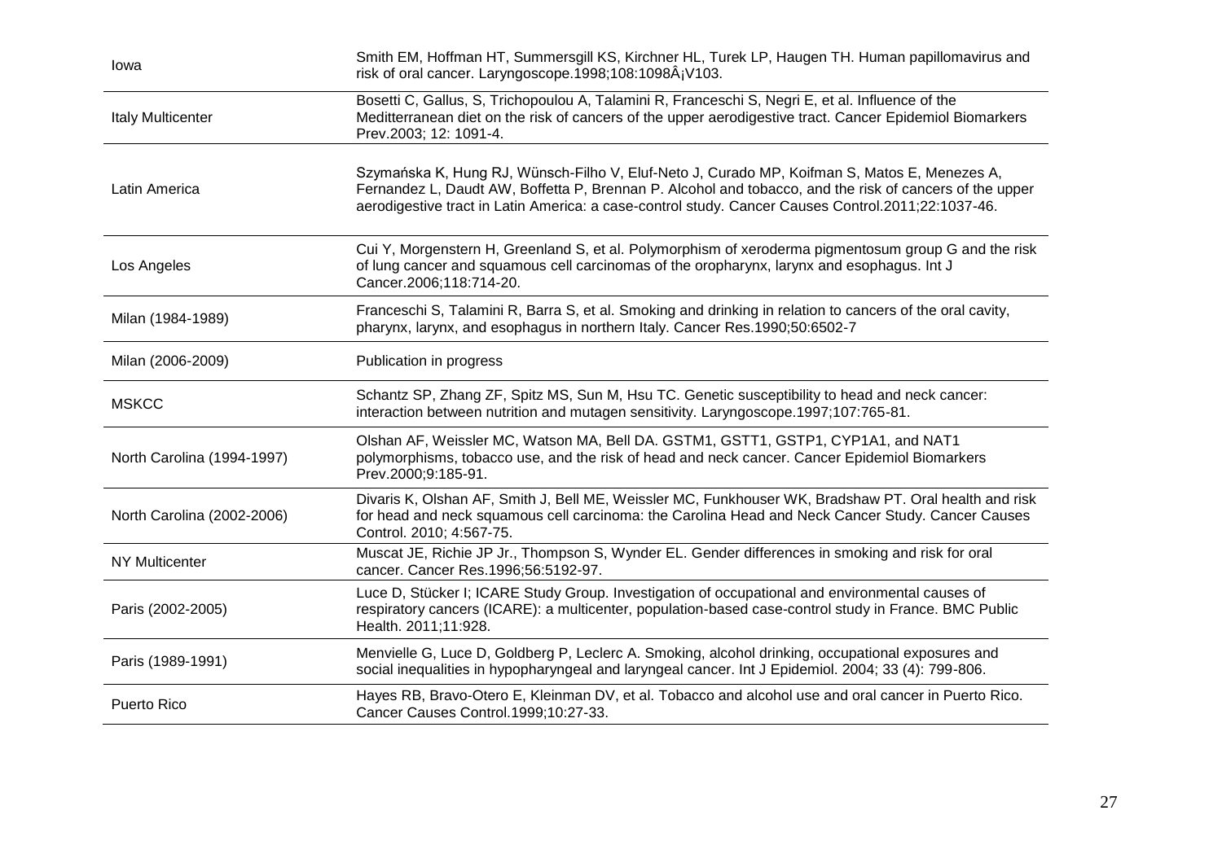| | |
|---|---|
| Iowa | Smith EM, Hoffman HT, Summersgill KS, Kirchner HL, Turek LP, Haugen TH. Human papillomavirus and risk of oral cancer. Laryngoscope.1998;108:1098Â¡V103. |
| Italy Multicenter | Bosetti C, Gallus, S, Trichopoulou A, Talamini R, Franceschi S, Negri E, et al. Influence of the Meditterranean diet on the risk of cancers of the upper aerodigestive tract. Cancer Epidemiol Biomarkers Prev.2003; 12: 1091-4. |
| Latin America | Szymańska K, Hung RJ, Wünsch-Filho V, Eluf-Neto J, Curado MP, Koifman S, Matos E, Menezes A, Fernandez L, Daudt AW, Boffetta P, Brennan P. Alcohol and tobacco, and the risk of cancers of the upper aerodigestive tract in Latin America: a case-control study. Cancer Causes Control.2011;22:1037-46. |
| Los Angeles | Cui Y, Morgenstern H, Greenland S, et al. Polymorphism of xeroderma pigmentosum group G and the risk of lung cancer and squamous cell carcinomas of the oropharynx, larynx and esophagus. Int J Cancer.2006;118:714-20. |
| Milan (1984-1989) | Franceschi S, Talamini R, Barra S, et al. Smoking and drinking in relation to cancers of the oral cavity, pharynx, larynx, and esophagus in northern Italy. Cancer Res.1990;50:6502-7 |
| Milan (2006-2009) | Publication in progress |
| MSKCC | Schantz SP, Zhang ZF, Spitz MS, Sun M, Hsu TC. Genetic susceptibility to head and neck cancer: interaction between nutrition and mutagen sensitivity. Laryngoscope.1997;107:765-81. |
| North Carolina (1994-1997) | Olshan AF, Weissler MC, Watson MA, Bell DA. GSTM1, GSTT1, GSTP1, CYP1A1, and NAT1 polymorphisms, tobacco use, and the risk of head and neck cancer. Cancer Epidemiol Biomarkers Prev.2000;9:185-91. |
| North Carolina (2002-2006) | Divaris K, Olshan AF, Smith J, Bell ME, Weissler MC, Funkhouser WK, Bradshaw PT. Oral health and risk for head and neck squamous cell carcinoma: the Carolina Head and Neck Cancer Study. Cancer Causes Control. 2010; 4:567-75. |
| NY Multicenter | Muscat JE, Richie JP Jr., Thompson S, Wynder EL. Gender differences in smoking and risk for oral cancer. Cancer Res.1996;56:5192-97. |
| Paris (2002-2005) | Luce D, Stücker I; ICARE Study Group. Investigation of occupational and environmental causes of respiratory cancers (ICARE): a multicenter, population-based case-control study in France. BMC Public Health. 2011;11:928. |
| Paris (1989-1991) | Menvielle G, Luce D, Goldberg P, Leclerc A. Smoking, alcohol drinking, occupational exposures and social inequalities in hypopharyngeal and laryngeal cancer. Int J Epidemiol. 2004; 33 (4): 799-806. |
| Puerto Rico | Hayes RB, Bravo-Otero E, Kleinman DV, et al. Tobacco and alcohol use and oral cancer in Puerto Rico. Cancer Causes Control.1999;10:27-33. |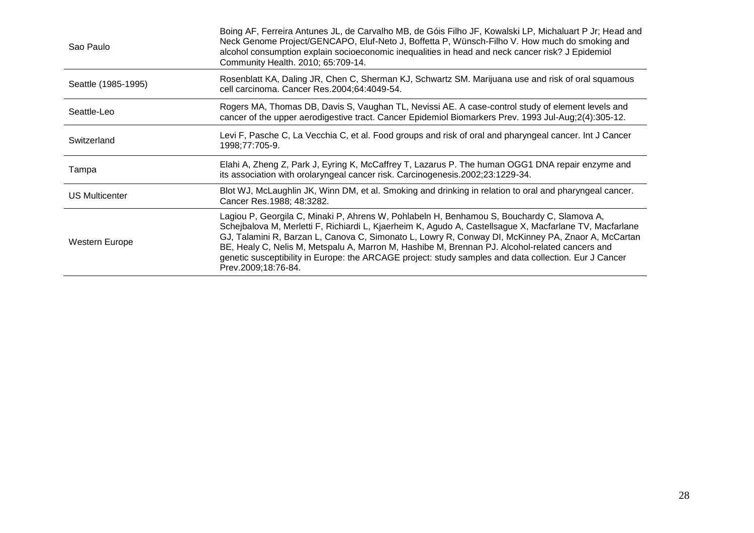| | |
|---|---|
| Sao Paulo | Boing AF, Ferreira Antunes JL, de Carvalho MB, de Góis Filho JF, Kowalski LP, Michaluart P Jr; Head and Neck Genome Project/GENCAPO, Eluf-Neto J, Boffetta P, Wünsch-Filho V. How much do smoking and alcohol consumption explain socioeconomic inequalities in head and neck cancer risk? J Epidemiol Community Health. 2010; 65:709-14. |
| Seattle (1985-1995) | Rosenblatt KA, Daling JR, Chen C, Sherman KJ, Schwartz SM. Marijuana use and risk of oral squamous cell carcinoma. Cancer Res.2004;64:4049-54. |
| Seattle-Leo | Rogers MA, Thomas DB, Davis S, Vaughan TL, Nevissi AE. A case-control study of element levels and cancer of the upper aerodigestive tract. Cancer Epidemiol Biomarkers Prev. 1993 Jul-Aug;2(4):305-12. |
| Switzerland | Levi F, Pasche C, La Vecchia C, et al. Food groups and risk of oral and pharyngeal cancer. Int J Cancer 1998;77:705-9. |
| Tampa | Elahi A, Zheng Z, Park J, Eyring K, McCaffrey T, Lazarus P. The human OGG1 DNA repair enzyme and its association with orolaryngeal cancer risk. Carcinogenesis.2002;23:1229-34. |
| US Multicenter | Blot WJ, McLaughlin JK, Winn DM, et al. Smoking and drinking in relation to oral and pharyngeal cancer. Cancer Res.1988; 48:3282. |
| Western Europe | Lagiou P, Georgila C, Minaki P, Ahrens W, Pohlabeln H, Benhamou S, Bouchardy C, Slamova A, Schejbalova M, Merletti F, Richiardi L, Kjaerheim K, Agudo A, Castellsague X, Macfarlane TV, Macfarlane GJ, Talamini R, Barzan L, Canova C, Simonato L, Lowry R, Conway DI, McKinney PA, Znaor A, McCartan BE, Healy C, Nelis M, Metspalu A, Marron M, Hashibe M, Brennan PJ. Alcohol-related cancers and genetic susceptibility in Europe: the ARCAGE project: study samples and data collection. Eur J Cancer Prev.2009;18:76-84. |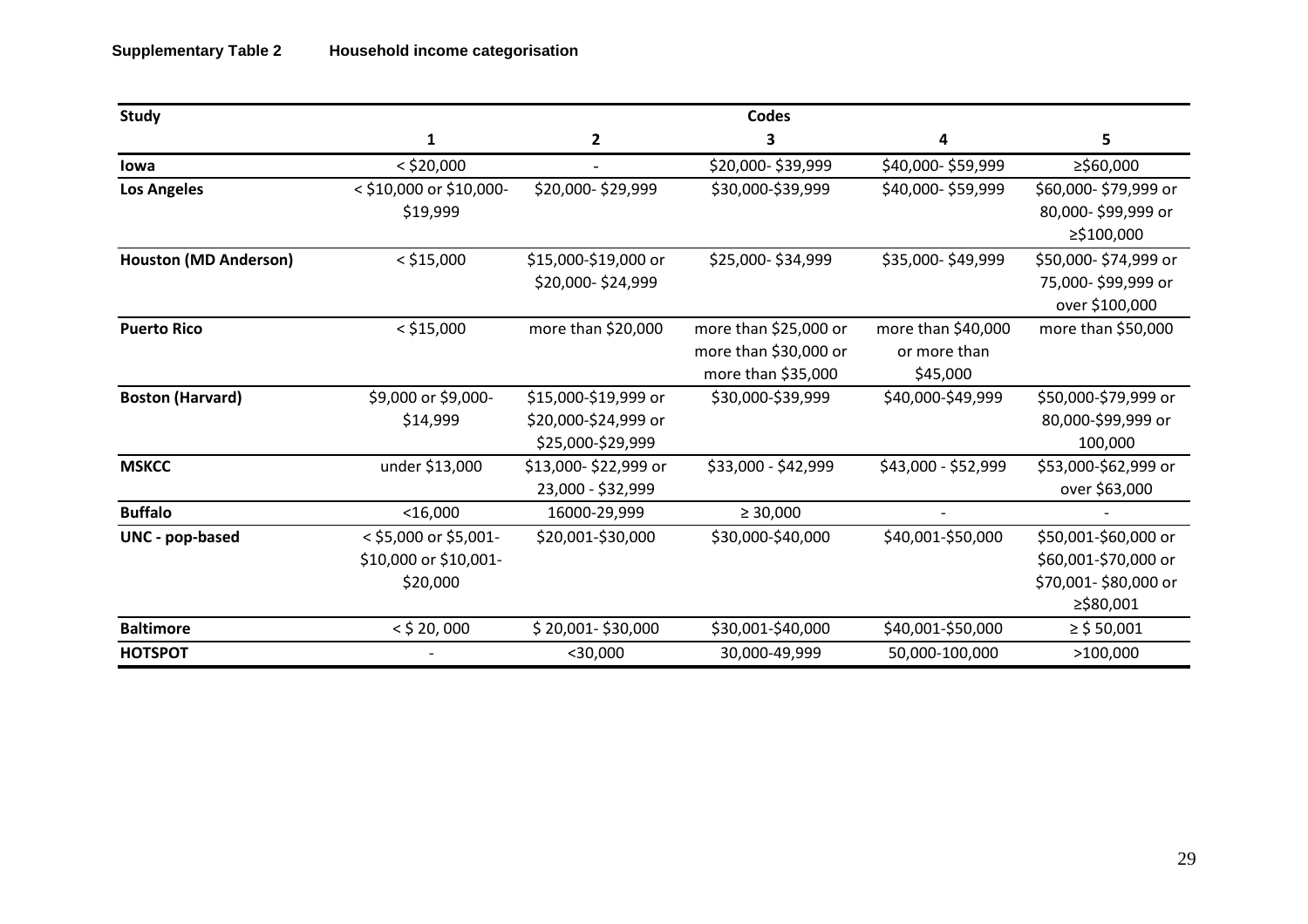**Supplementary Table 2 Household income categorisation**

| Study | Codes | | | | |
|---|---|---|---|---|---|
| | 1 | 2 | 3 | 4 | 5 |
| **Iowa** | < $20,000 | - | $20,000- $39,999 | $40,000- $59,999 | ≥$60,000 |
| **Los Angeles** | < $10,000 or $10,000- $19,999 | $20,000- $29,999 | $30,000-$39,999 | $40,000- $59,999 | $60,000- $79,999 or 80,000- $99,999 or ≥$100,000 |
| **Houston (MD Anderson)** | < $15,000 | $15,000-$19,000 or $20,000- $24,999 | $25,000- $34,999 | $35,000- $49,999 | $50,000- $74,999 or 75,000- $99,999 or over $100,000 |
| **Puerto Rico** | < $15,000 | more than $20,000 | more than $25,000 or more than $30,000 or more than $35,000 | more than $40,000 or more than $45,000 | more than $50,000 |
| **Boston (Harvard)** | $9,000 or $9,000- $14,999 | $15,000-$19,999 or $20,000-$24,999 or $25,000-$29,999 | $30,000-$39,999 | $40,000-$49,999 | $50,000-$79,999 or 80,000-$99,999 or 100,000 |
| **MSKCC** | under $13,000 | $13,000- $22,999 or 23,000 - $32,999 | $33,000 - $42,999 | $43,000 - $52,999 | $53,000-$62,999 or over $63,000 |
| **Buffalo** | <16,000 | 16000-29,999 | ≥ 30,000 | - | - |
| **UNC - pop-based** | < $5,000 or $5,001- $10,000 or $10,001- $20,000 | $20,001-$30,000 | $30,000-$40,000 | $40,001-$50,000 | $50,001-$60,000 or $60,001-$70,000 or $70,001- $80,000 or ≥$80,001 |
| **Baltimore** | < $ 20, 000 | $ 20,001- $30,000 | $30,001-$40,000 | $40,001-$50,000 | ≥ $ 50,001 |
| **HOTSPOT** | - | <30,000 | 30,000-49,999 | 50,000-100,000 | >100,000 |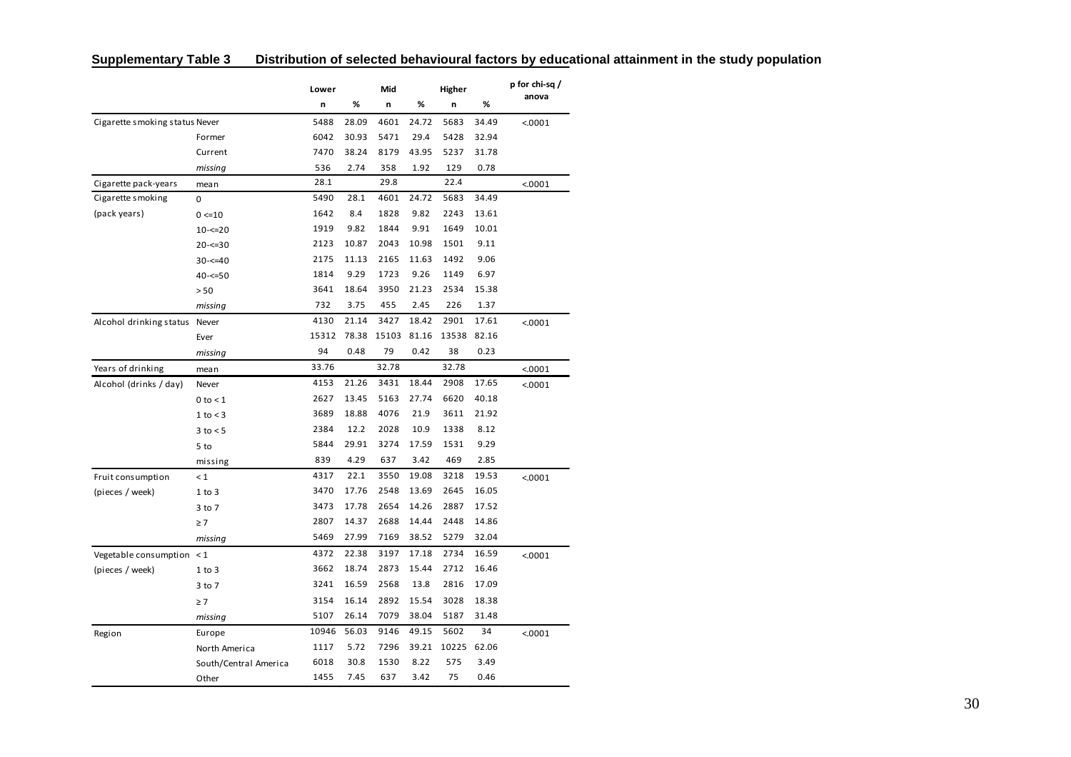**Supplementary Table 3 Distribution of selected behavioural factors by educational attainment in the study population**

| | | Lower | | Mid | | Higher | | p for chi-sq / anova |
|---|---|---|---|---|---|---|---|---|
| | | n | % | n | % | n | % | |
| Cigarette smoking status | Never | 5488 | 28.09 | 4601 | 24.72 | 5683 | 34.49 | <.0001 |
| | Former | 6042 | 30.93 | 5471 | 29.4 | 5428 | 32.94 | |
| | Current | 7470 | 38.24 | 8179 | 43.95 | 5237 | 31.78 | |
| | *missing* | 536 | 2.74 | 358 | 1.92 | 129 | 0.78 | |
| Cigarette pack-years | mean | 28.1 | | 29.8 | | 22.4 | | <.0001 |
| Cigarette smoking | 0 | 5490 | 28.1 | 4601 | 24.72 | 5683 | 34.49 | |
| (pack years) | 0 <=10 | 1642 | 8.4 | 1828 | 9.82 | 2243 | 13.61 | |
| | 10-<=20 | 1919 | 9.82 | 1844 | 9.91 | 1649 | 10.01 | |
| | 20-<=30 | 2123 | 10.87 | 2043 | 10.98 | 1501 | 9.11 | |
| | 30-<=40 | 2175 | 11.13 | 2165 | 11.63 | 1492 | 9.06 | |
| | 40-<=50 | 1814 | 9.29 | 1723 | 9.26 | 1149 | 6.97 | |
| | > 50 | 3641 | 18.64 | 3950 | 21.23 | 2534 | 15.38 | |
| | *missing* | 732 | 3.75 | 455 | 2.45 | 226 | 1.37 | |
| Alcohol drinking status | Never | 4130 | 21.14 | 3427 | 18.42 | 2901 | 17.61 | <.0001 |
| | Ever | 15312 | 78.38 | 15103 | 81.16 | 13538 | 82.16 | |
| | *missing* | 94 | 0.48 | 79 | 0.42 | 38 | 0.23 | |
| Years of drinking | mean | 33.76 | | 32.78 | | 32.78 | | <.0001 |
| Alcohol (drinks / day) | Never | 4153 | 21.26 | 3431 | 18.44 | 2908 | 17.65 | <.0001 |
| | 0 to < 1 | 2627 | 13.45 | 5163 | 27.74 | 6620 | 40.18 | |
| | 1 to < 3 | 3689 | 18.88 | 4076 | 21.9 | 3611 | 21.92 | |
| | 3 to < 5 | 2384 | 12.2 | 2028 | 10.9 | 1338 | 8.12 | |
| | 5 to | 5844 | 29.91 | 3274 | 17.59 | 1531 | 9.29 | |
| | missing | 839 | 4.29 | 637 | 3.42 | 469 | 2.85 | |
| Fruit consumption | < 1 | 4317 | 22.1 | 3550 | 19.08 | 3218 | 19.53 | <.0001 |
| (pieces / week) | 1 to 3 | 3470 | 17.76 | 2548 | 13.69 | 2645 | 16.05 | |
| | 3 to 7 | 3473 | 17.78 | 2654 | 14.26 | 2887 | 17.52 | |
| | ≥ 7 | 2807 | 14.37 | 2688 | 14.44 | 2448 | 14.86 | |
| | *missing* | 5469 | 27.99 | 7169 | 38.52 | 5279 | 32.04 | |
| Vegetable consumption | < 1 | 4372 | 22.38 | 3197 | 17.18 | 2734 | 16.59 | <.0001 |
| (pieces / week) | 1 to 3 | 3662 | 18.74 | 2873 | 15.44 | 2712 | 16.46 | |
| | 3 to 7 | 3241 | 16.59 | 2568 | 13.8 | 2816 | 17.09 | |
| | ≥ 7 | 3154 | 16.14 | 2892 | 15.54 | 3028 | 18.38 | |
| | *missing* | 5107 | 26.14 | 7079 | 38.04 | 5187 | 31.48 | |
| Region | Europe | 10946 | 56.03 | 9146 | 49.15 | 5602 | 34 | <.0001 |
| | North America | 1117 | 5.72 | 7296 | 39.21 | 10225 | 62.06 | |
| | South/Central America | 6018 | 30.8 | 1530 | 8.22 | 575 | 3.49 | |
| | Other | 1455 | 7.45 | 637 | 3.42 | 75 | 0.46 | |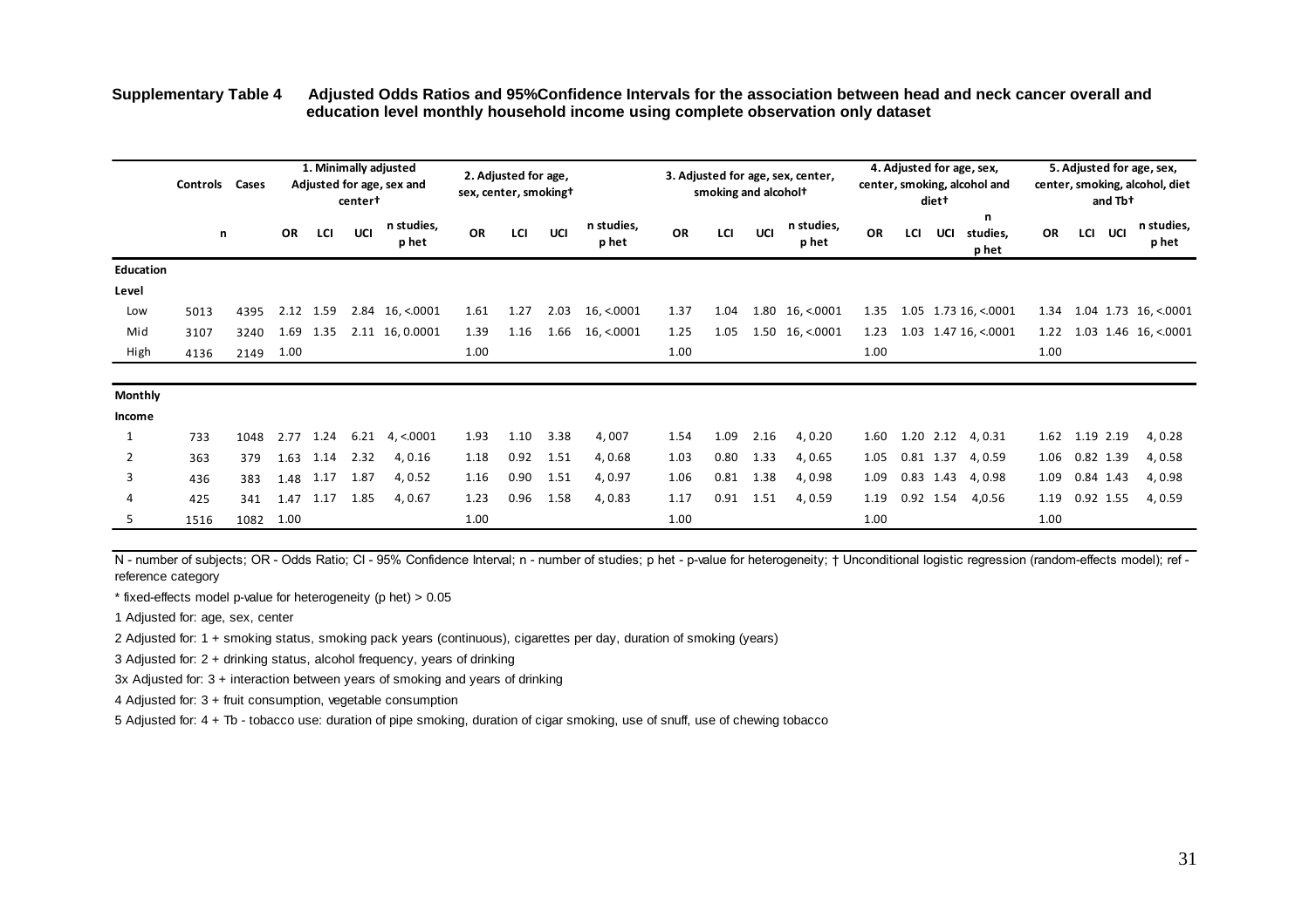**Supplementary Table 4** Adjusted Odds Ratios and 95%Confidence Intervals for the association between head and neck cancer overall and education level monthly household income using complete observation only dataset

| | Controls | Cases | 1. Minimally adjusted Adjusted for age, sex and center† | | | | 2. Adjusted for age, sex, center, smoking† | | | | 3. Adjusted for age, sex, center, smoking and alcohol† | | | | 4. Adjusted for age, sex, center, smoking, alcohol and diet† | | | | 5. Adjusted for age, sex, center, smoking, alcohol, diet and Tb† | | | |
|---|---|---|---|---|---|---|---|---|---|---|---|---|---|---|---|---|---|---|---|---|---|---|
| | n | | OR | LCI | UCI | n studies, p het | OR | LCI | UCI | n studies, p het | OR | LCI | UCI | n studies, p het | OR | LCI | UCI | n studies, p het | OR | LCI | UCI | n studies, p het |
| **Education Level** | | | | | | | | | | | | | | | | | | | | | | |
| Low | 5013 | 4395 | 2.12 | 1.59 | 2.84 | 16, <.0001 | 1.61 | 1.27 | 2.03 | 16, <.0001 | 1.37 | 1.04 | 1.80 | 16, <.0001 | 1.35 | 1.05 | 1.73 | 16, <.0001 | 1.34 | 1.04 | 1.73 | 16, <.0001 |
| Mid | 3107 | 3240 | 1.69 | 1.35 | 2.11 | 16, 0.0001 | 1.39 | 1.16 | 1.66 | 16, <.0001 | 1.25 | 1.05 | 1.50 | 16, <.0001 | 1.23 | 1.03 | 1.47 | 16, <.0001 | 1.22 | 1.03 | 1.46 | 16, <.0001 |
| High | 4136 | 2149 | 1.00 | | | | 1.00 | | | | 1.00 | | | | 1.00 | | | | 1.00 | | | |
| **Monthly Income** | | | | | | | | | | | | | | | | | | | | | | |
| 1 | 733 | 1048 | 2.77 | 1.24 | 6.21 | 4, <.0001 | 1.93 | 1.10 | 3.38 | 4, 007 | 1.54 | 1.09 | 2.16 | 4, 0.20 | 1.60 | 1.20 | 2.12 | 4, 0.31 | 1.62 | 1.19 | 2.19 | 4, 0.28 |
| 2 | 363 | 379 | 1.63 | 1.14 | 2.32 | 4, 0.16 | 1.18 | 0.92 | 1.51 | 4, 0.68 | 1.03 | 0.80 | 1.33 | 4, 0.65 | 1.05 | 0.81 | 1.37 | 4, 0.59 | 1.06 | 0.82 | 1.39 | 4, 0.58 |
| 3 | 436 | 383 | 1.48 | 1.17 | 1.87 | 4, 0.52 | 1.16 | 0.90 | 1.51 | 4, 0.97 | 1.06 | 0.81 | 1.38 | 4, 0.98 | 1.09 | 0.83 | 1.43 | 4, 0.98 | 1.09 | 0.84 | 1.43 | 4, 0.98 |
| 4 | 425 | 341 | 1.47 | 1.17 | 1.85 | 4, 0.67 | 1.23 | 0.96 | 1.58 | 4, 0.83 | 1.17 | 0.91 | 1.51 | 4, 0.59 | 1.19 | 0.92 | 1.54 | 4,0.56 | 1.19 | 0.92 | 1.55 | 4, 0.59 |
| 5 | 1516 | 1082 | 1.00 | | | | 1.00 | | | | 1.00 | | | | 1.00 | | | | 1.00 | | | |

N - number of subjects; OR - Odds Ratio; CI - 95% Confidence Interval; n - number of studies; p het - p-value for heterogeneity; † Unconditional logistic regression (random-effects model); ref - reference category

* fixed-effects model p-value for heterogeneity (p het) > 0.05

1 Adjusted for: age, sex, center

2 Adjusted for: 1 + smoking status, smoking pack years (continuous), cigarettes per day, duration of smoking (years)

3 Adjusted for: 2 + drinking status, alcohol frequency, years of drinking

3x Adjusted for: 3 + interaction between years of smoking and years of drinking

4 Adjusted for: 3 + fruit consumption, vegetable consumption

5 Adjusted for: 4 + Tb - tobacco use: duration of pipe smoking, duration of cigar smoking, use of snuff, use of chewing tobacco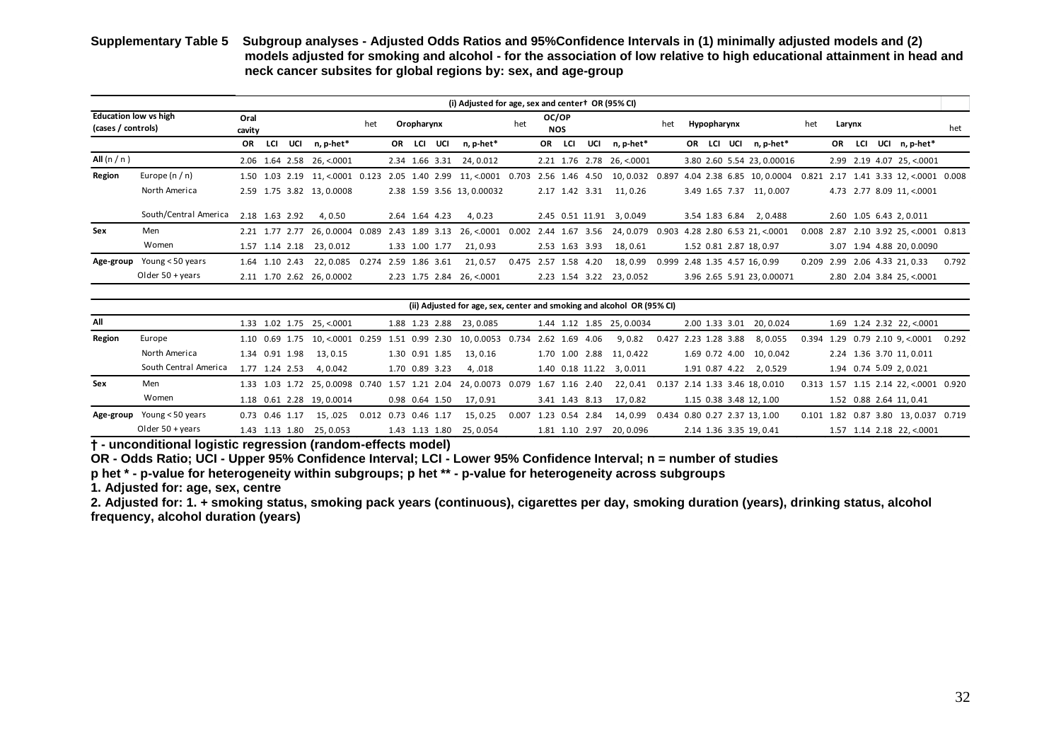**Supplementary Table 5 Subgroup analyses - Adjusted Odds Ratios and 95%Confidence Intervals in (1) minimally adjusted models and (2) models adjusted for smoking and alcohol - for the association of low relative to high educational attainment in head and neck cancer subsites for global regions by: sex, and age-group**

| Education low vs high (cases / controls) | | Oral cavity | | | | het | Oropharynx | | | | het | OC/OP NOS | | | | het | Hypopharynx | | | | het | Larynx | | | | het |
|---|---|---|---|---|---|---|---|---|---|---|---|---|---|---|---|---|---|---|---|---|---|---|---|---|---|---|
| | | OR | LCI | UCI | n, p-het* | | OR | LCI | UCI | n, p-het* | | OR | LCI | UCI | n, p-het* | | OR | LCI | UCI | n, p-het* | | OR | LCI | UCI | n, p-het* | |
| **(i) Adjusted for age, sex and center† OR (95% CI)** | | | | | | | | | | | | | | | | | | | | | | | | | | |
| **All** (n / n ) | | 2.06 | 1.64 | 2.58 | 26, <.0001 | | 2.34 | 1.66 | 3.31 | 24, 0.012 | | 2.21 | 1.76 | 2.78 | 26, <.0001 | | 3.80 | 2.60 | 5.54 | 23, 0.00016 | | 2.99 | 2.19 | 4.07 | 25, <.0001 | |
| **Region** | Europe (n / n) | 1.50 | 1.03 | 2.19 | 11, <.0001 | 0.123 | 2.05 | 1.40 | 2.99 | 11, <.0001 | 0.703 | 2.56 | 1.46 | 4.50 | 10, 0.032 | 0.897 | 4.04 | 2.38 | 6.85 | 10, 0.0004 | 0.821 | 2.17 | 1.41 | 3.33 | 12, <.0001 | 0.008 |
| | North America | 2.59 | 1.75 | 3.82 | 13, 0.0008 | | 2.38 | 1.59 | 3.56 | 13, 0.00032 | | 2.17 | 1.42 | 3.31 | 11, 0.26 | | 3.49 | 1.65 | 7.37 | 11, 0.007 | | 4.73 | 2.77 | 8.09 | 11, <.0001 | |
| | South/Central America | 2.18 | 1.63 | 2.92 | 4, 0.50 | | 2.64 | 1.64 | 4.23 | 4, 0.23 | | 2.45 | 0.51 | 11.91 | 3, 0.049 | | 3.54 | 1.83 | 6.84 | 2, 0.488 | | 2.60 | 1.05 | 6.43 | 2, 0.011 | |
| **Sex** | Men | 2.21 | 1.77 | 2.77 | 26, 0.0004 | 0.089 | 2.43 | 1.89 | 3.13 | 26, <.0001 | 0.002 | 2.44 | 1.67 | 3.56 | 24, 0.079 | 0.903 | 4.28 | 2.80 | 6.53 | 21, <.0001 | 0.008 | 2.87 | 2.10 | 3.92 | 25, <.0001 | 0.813 |
| | Women | 1.57 | 1.14 | 2.18 | 23, 0.012 | | 1.33 | 1.00 | 1.77 | 21, 0.93 | | 2.53 | 1.63 | 3.93 | 18, 0.61 | | 1.52 | 0.81 | 2.87 | 18, 0.97 | | 3.07 | 1.94 | 4.88 | 20, 0.0090 | |
| **Age-group** | Young < 50 years | 1.64 | 1.10 | 2.43 | 22, 0.085 | 0.274 | 2.59 | 1.86 | 3.61 | 21, 0.57 | 0.475 | 2.57 | 1.58 | 4.20 | 18, 0.99 | 0.999 | 2.48 | 1.35 | 4.57 | 16, 0.99 | 0.209 | 2.99 | 2.06 | 4.33 | 21, 0.33 | 0.792 |
| | Older 50 + years | 2.11 | 1.70 | 2.62 | 26, 0.0002 | | 2.23 | 1.75 | 2.84 | 26, <.0001 | | 2.23 | 1.54 | 3.22 | 23, 0.052 | | 3.96 | 2.65 | 5.91 | 23, 0.00071 | | 2.80 | 2.04 | 3.84 | 25, <.0001 | |
| **(ii) Adjusted for age, sex, center and smoking and alcohol OR (95% CI)** | | | | | | | | | | | | | | | | | | | | | | | | | | |
| **All** | | 1.33 | 1.02 | 1.75 | 25, <.0001 | | 1.88 | 1.23 | 2.88 | 23, 0.085 | | 1.44 | 1.12 | 1.85 | 25, 0.0034 | | 2.00 | 1.33 | 3.01 | 20, 0.024 | | 1.69 | 1.24 | 2.32 | 22, <.0001 | |
| **Region** | Europe | 1.10 | 0.69 | 1.75 | 10, <.0001 | 0.259 | 1.51 | 0.99 | 2.30 | 10, 0.0053 | 0.734 | 2.62 | 1.69 | 4.06 | 9, 0.82 | 0.427 | 2.23 | 1.28 | 3.88 | 8, 0.055 | 0.394 | 1.29 | 0.79 | 2.10 | 9, <.0001 | 0.292 |
| | North America | 1.34 | 0.91 | 1.98 | 13, 0.15 | | 1.30 | 0.91 | 1.85 | 13, 0.16 | | 1.70 | 1.00 | 2.88 | 11, 0.422 | | 1.69 | 0.72 | 4.00 | 10, 0.042 | | 2.24 | 1.36 | 3.70 | 11, 0.011 | |
| | South Central America | 1.77 | 1.24 | 2.53 | 4, 0.042 | | 1.70 | 0.89 | 3.23 | 4, .018 | | 1.40 | 0.18 | 11.22 | 3, 0.011 | | 1.91 | 0.87 | 4.22 | 2, 0.529 | | 1.94 | 0.74 | 5.09 | 2, 0.021 | |
| **Sex** | Men | 1.33 | 1.03 | 1.72 | 25, 0.0098 | 0.740 | 1.57 | 1.21 | 2.04 | 24, 0.0073 | 0.079 | 1.67 | 1.16 | 2.40 | 22, 0.41 | 0.137 | 2.14 | 1.33 | 3.46 | 18, 0.010 | 0.313 | 1.57 | 1.15 | 2.14 | 22, <.0001 | 0.920 |
| | Women | 1.18 | 0.61 | 2.28 | 19, 0.0014 | | 0.98 | 0.64 | 1.50 | 17, 0.91 | | 3.41 | 1.43 | 8.13 | 17, 0.82 | | 1.15 | 0.38 | 3.48 | 12, 1.00 | | 1.52 | 0.88 | 2.64 | 11, 0.41 | |
| **Age-group** | Young < 50 years | 0.73 | 0.46 | 1.17 | 15, .025 | 0.012 | 0.73 | 0.46 | 1.17 | 15, 0.25 | 0.007 | 1.23 | 0.54 | 2.84 | 14, 0.99 | 0.434 | 0.80 | 0.27 | 2.37 | 13, 1.00 | 0.101 | 1.82 | 0.87 | 3.80 | 13, 0.037 | 0.719 |
| | Older 50 + years | 1.43 | 1.13 | 1.80 | 25, 0.053 | | 1.43 | 1.13 | 1.80 | 25, 0.054 | | 1.81 | 1.10 | 2.97 | 20, 0.096 | | 2.14 | 1.36 | 3.35 | 19, 0.41 | | 1.57 | 1.14 | 2.18 | 22, <.0001 | |

**† - unconditional logistic regression (random-effects model)**

**OR - Odds Ratio; UCI - Upper 95% Confidence Interval; LCI - Lower 95% Confidence Interval; n = number of studies**

**p het * - p-value for heterogeneity within subgroups; p het ** - p-value for heterogeneity across subgroups**

**1. Adjusted for: age, sex, centre**

**2. Adjusted for: 1. + smoking status, smoking pack years (continuous), cigarettes per day, smoking duration (years), drinking status, alcohol frequency, alcohol duration (years)**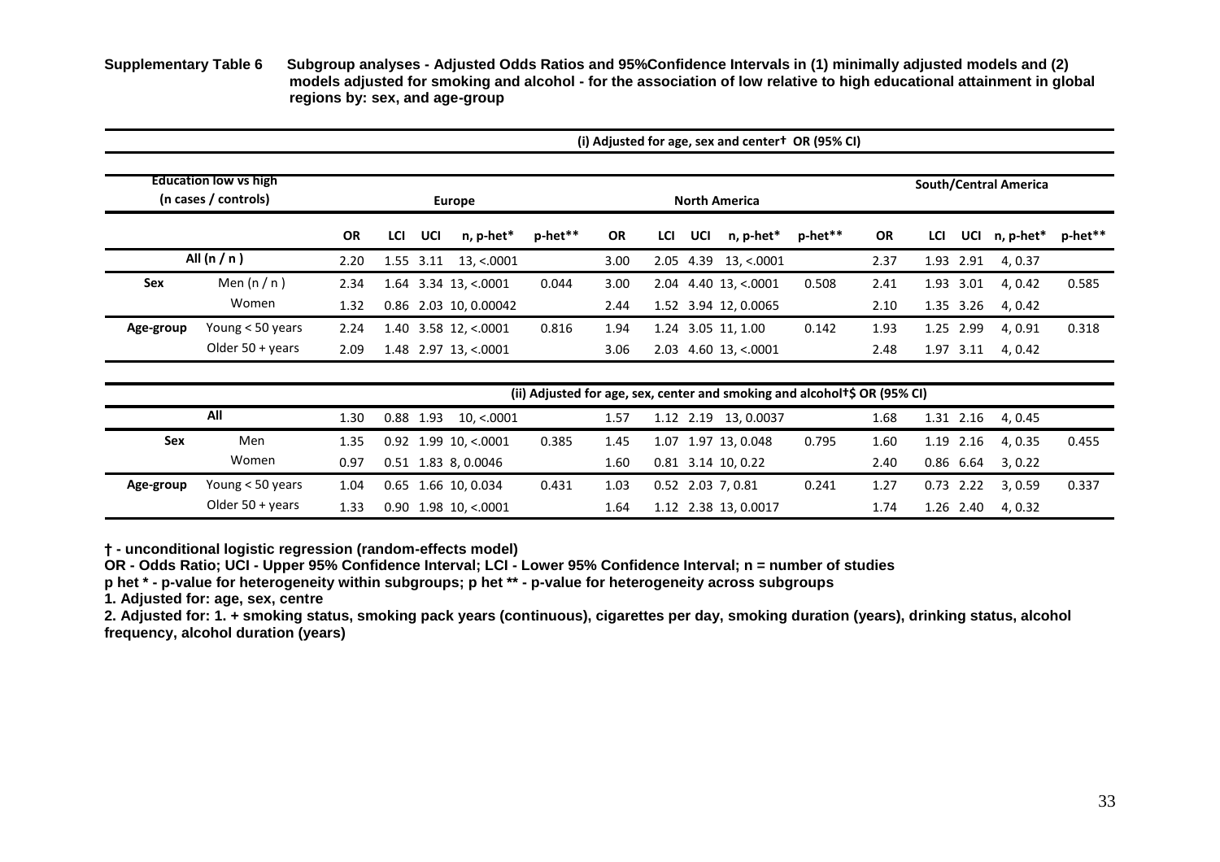**Supplementary Table 6** Subgroup analyses - Adjusted Odds Ratios and 95%Confidence Intervals in (1) minimally adjusted models and (2) models adjusted for smoking and alcohol - for the association of low relative to high educational attainment in global regions by: sex, and age-group

| | | (i) Adjusted for age, sex and center† OR (95% CI) | | | | | | | | | | | | | | |
|---|---|---|---|---|---|---|---|---|---|---|---|---|---|---|---|---|
| Education low vs high (n cases / controls) | | Europe | | | | | North America | | | | | South/Central America | | | | |
| | | OR | LCI | UCI | n, p-het* | p-het** | OR | LCI | UCI | n, p-het* | p-het** | OR | LCI | UCI | n, p-het* | p-het** |
| All (n / n ) | | 2.20 | 1.55 | 3.11 | 13, <.0001 | | 3.00 | 2.05 | 4.39 | 13, <.0001 | | 2.37 | 1.93 | 2.91 | 4, 0.37 | |
| Sex | Men (n / n ) | 2.34 | 1.64 | 3.34 | 13, <.0001 | 0.044 | 3.00 | 2.04 | 4.40 | 13, <.0001 | 0.508 | 2.41 | 1.93 | 3.01 | 4, 0.42 | 0.585 |
| | Women | 1.32 | 0.86 | 2.03 | 10, 0.00042 | | 2.44 | 1.52 | 3.94 | 12, 0.0065 | | 2.10 | 1.35 | 3.26 | 4, 0.42 | |
| Age-group | Young < 50 years | 2.24 | 1.40 | 3.58 | 12, <.0001 | 0.816 | 1.94 | 1.24 | 3.05 | 11, 1.00 | 0.142 | 1.93 | 1.25 | 2.99 | 4, 0.91 | 0.318 |
| | Older 50 + years | 2.09 | 1.48 | 2.97 | 13, <.0001 | | 3.06 | 2.03 | 4.60 | 13, <.0001 | | 2.48 | 1.97 | 3.11 | 4, 0.42 | |
| | | (ii) Adjusted for age, sex, center and smoking and alcohol†$ OR (95% CI) | | | | | | | | | | | | | | |
| All | | 1.30 | 0.88 | 1.93 | 10, <.0001 | | 1.57 | 1.12 | 2.19 | 13, 0.0037 | | 1.68 | 1.31 | 2.16 | 4, 0.45 | |
| Sex | Men | 1.35 | 0.92 | 1.99 | 10, <.0001 | 0.385 | 1.45 | 1.07 | 1.97 | 13, 0.048 | 0.795 | 1.60 | 1.19 | 2.16 | 4, 0.35 | 0.455 |
| | Women | 0.97 | 0.51 | 1.83 | 8, 0.0046 | | 1.60 | 0.81 | 3.14 | 10, 0.22 | | 2.40 | 0.86 | 6.64 | 3, 0.22 | |
| Age-group | Young < 50 years | 1.04 | 0.65 | 1.66 | 10, 0.034 | 0.431 | 1.03 | 0.52 | 2.03 | 7, 0.81 | 0.241 | 1.27 | 0.73 | 2.22 | 3, 0.59 | 0.337 |
| | Older 50 + years | 1.33 | 0.90 | 1.98 | 10, <.0001 | | 1.64 | 1.12 | 2.38 | 13, 0.0017 | | 1.74 | 1.26 | 2.40 | 4, 0.32 | |

**† - unconditional logistic regression (random-effects model)**

**OR - Odds Ratio; UCI - Upper 95% Confidence Interval; LCI - Lower 95% Confidence Interval; n = number of studies**

**p het * - p-value for heterogeneity within subgroups; p het ** - p-value for heterogeneity across subgroups**

**1. Adjusted for: age, sex, centre**

**2. Adjusted for: 1. + smoking status, smoking pack years (continuous), cigarettes per day, smoking duration (years), drinking status, alcohol frequency, alcohol duration (years)**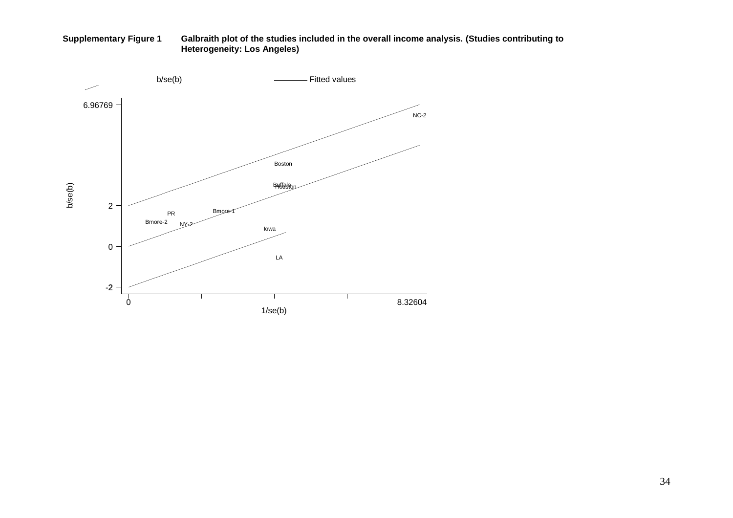**Supplementary Figure 1** **Galbraith plot of the studies included in the overall income analysis. (Studies contributing to Heterogeneity: Los Angeles)**

b/se(b) Fitted values

6.96769

NC-2

Boston

Buffalo
Houston

b/se(b)

2

Bmore-1
PR
Bmore-2
NY-2
Iowa

0

LA

-2

0 8.32604

1/se(b)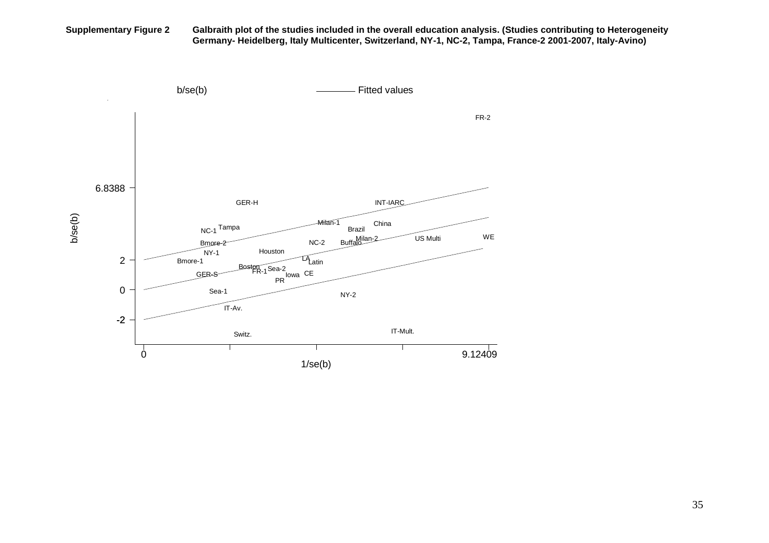**Supplementary Figure 2** Galbraith plot of the studies included in the overall education analysis. (Studies contributing to Heterogeneity Germany- Heidelberg, Italy Multicenter, Switzerland, NY-1, NC-2, Tampa, France-2 2001-2007, Italy-Avino)

b/se(b) ——— Fitted values

FR-2

6.8388

GER-H INT-IARC

Milan-1 China

NC-1 Tampa Brazil

Milan-2 US Multi WE

Bmore-2 NC-2 Buffalo

NY-1 Houston

2 Bmore-1 LA Latin

Boston FR-1 Sea-2

GER-S Iowa CE

PR

0 Sea-1 NY-2

IT-Av.

-2

Switz. IT-Mult.

0 9.12409

1/se(b)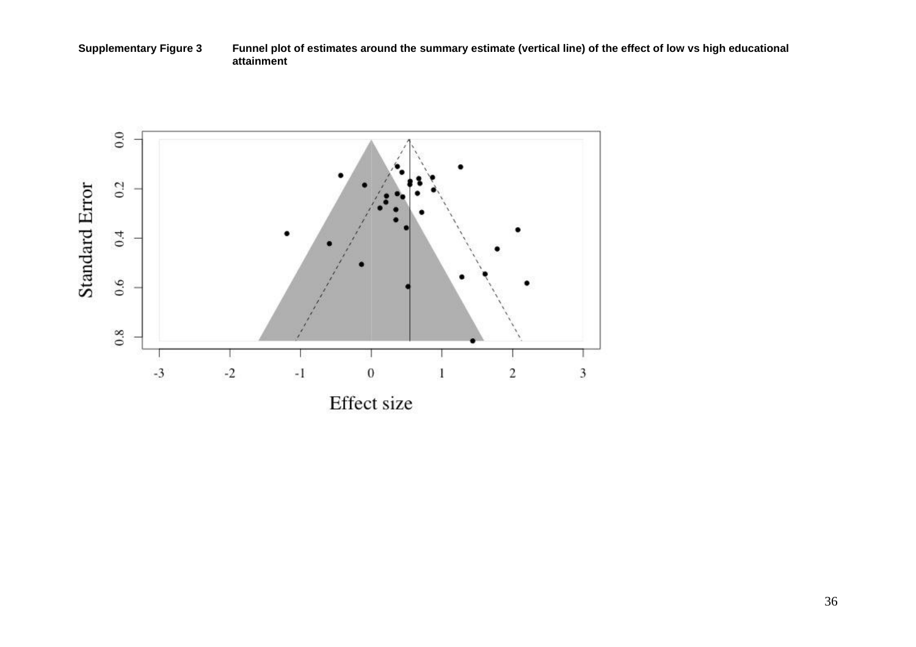**Supplementary Figure 3** Funnel plot of estimates around the summary estimate (vertical line) of the effect of low vs high educational attainment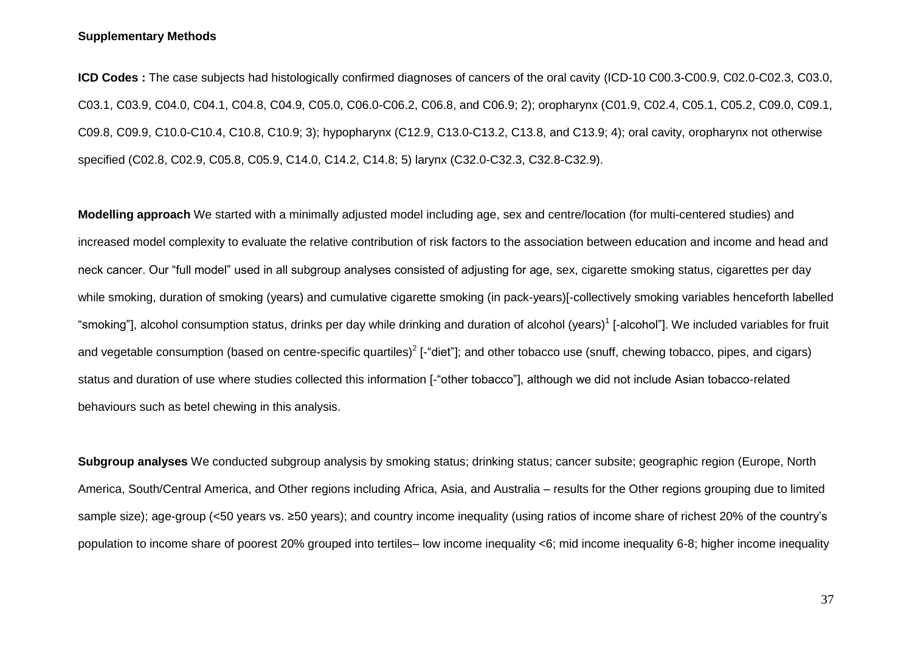**Supplementary Methods**

**ICD Codes :** The case subjects had histologically confirmed diagnoses of cancers of the oral cavity (ICD-10 C00.3-C00.9, C02.0-C02.3, C03.0, C03.1, C03.9, C04.0, C04.1, C04.8, C04.9, C05.0, C06.0-C06.2, C06.8, and C06.9; 2)); oropharynx (C01.9, C02.4, C05.1, C05.2, C09.0, C09.1, C09.8, C09.9, C10.0-C10.4, C10.8, C10.9; 3)); hypopharynx (C12.9, C13.0-C13.2, C13.8, and C13.9; 4)); oral cavity, oropharynx not otherwise specified (C02.8, C02.9, C05.8, C05.9, C14.0, C14.2, C14.8; 5) larynx (C32.0-C32.3, C32.8-C32.9).

**Modelling approach** We started with a minimally adjusted model including age, sex and centre/location (for multi-centered studies) and increased model complexity to evaluate the relative contribution of risk factors to the association between education and income and head and neck cancer. Our "full model" used in all subgroup analyses consisted of adjusting for age, sex, cigarette smoking status, cigarettes per day while smoking, duration of smoking (years) and cumulative cigarette smoking (in pack-years)[-collectively smoking variables henceforth labelled "smoking"], alcohol consumption status, drinks per day while drinking and duration of alcohol (years)[1] [-alcohol"]. We included variables for fruit and vegetable consumption (based on centre-specific quartiles)[2] [-"diet"]; and other tobacco use (snuff, chewing tobacco, pipes, and cigars) status and duration of use where studies collected this information [-"other tobacco"], although we did not include Asian tobacco-related behaviours such as betel chewing in this analysis.

**Subgroup analyses** We conducted subgroup analysis by smoking status; drinking status; cancer subsite; geographic region (Europe, North America, South/Central America, and Other regions including Africa, Asia, and Australia – results for the Other regions grouping due to limited sample size); age-group (<50 years vs. ≥50 years); and country income inequality (using ratios of income share of richest 20% of the country's population to income share of poorest 20% grouped into tertiles– low income inequality <6; mid income inequality 6-8; higher income inequality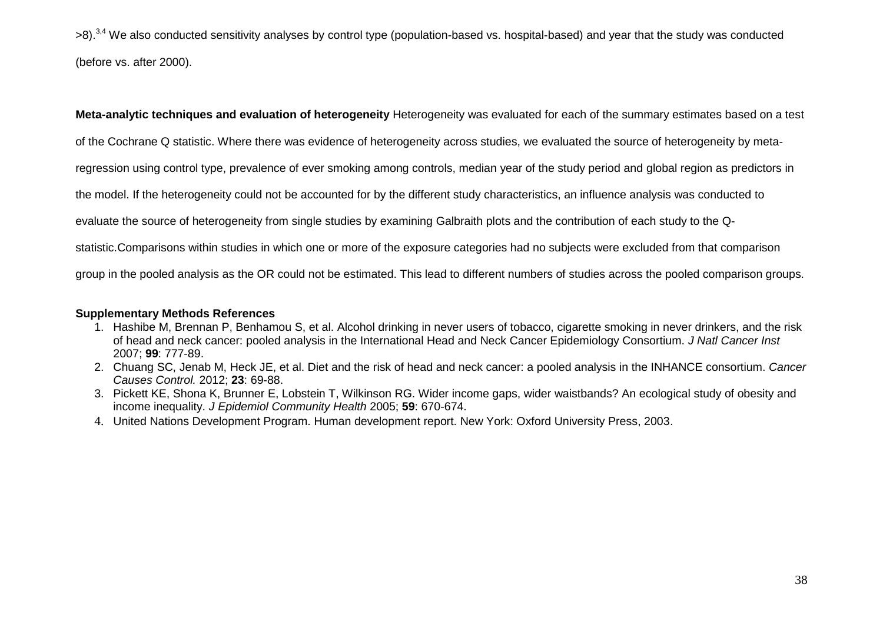>8).[3,4] We also conducted sensitivity analyses by control type (population-based vs. hospital-based) and year that the study was conducted (before vs. after 2000).

**Meta-analytic techniques and evaluation of heterogeneity** Heterogeneity was evaluated for each of the summary estimates based on a test of the Cochrane Q statistic. Where there was evidence of heterogeneity across studies, we evaluated the source of heterogeneity by meta-regression using control type, prevalence of ever smoking among controls, median year of the study period and global region as predictors in the model. If the heterogeneity could not be accounted for by the different study characteristics, an influence analysis was conducted to evaluate the source of heterogeneity from single studies by examining Galbraith plots and the contribution of each study to the Q-statistic.Comparisons within studies in which one or more of the exposure categories had no subjects were excluded from that comparison group in the pooled analysis as the OR could not be estimated. This lead to different numbers of studies across the pooled comparison groups.

**Supplementary Methods References**

1. Hashibe M, Brennan P, Benhamou S, et al. Alcohol drinking in never users of tobacco, cigarette smoking in never drinkers, and the risk of head and neck cancer: pooled analysis in the International Head and Neck Cancer Epidemiology Consortium. *J Natl Cancer Inst* 2007; **99**: 777-89.
2. Chuang SC, Jenab M, Heck JE, et al. Diet and the risk of head and neck cancer: a pooled analysis in the INHANCE consortium. *Cancer Causes Control.* 2012; **23**: 69-88.
3. Pickett KE, Shona K, Brunner E, Lobstein T, Wilkinson RG. Wider income gaps, wider waistbands? An ecological study of obesity and income inequality. *J Epidemiol Community Health* 2005; **59**: 670-674.
4. United Nations Development Program. Human development report. New York: Oxford University Press, 2003.